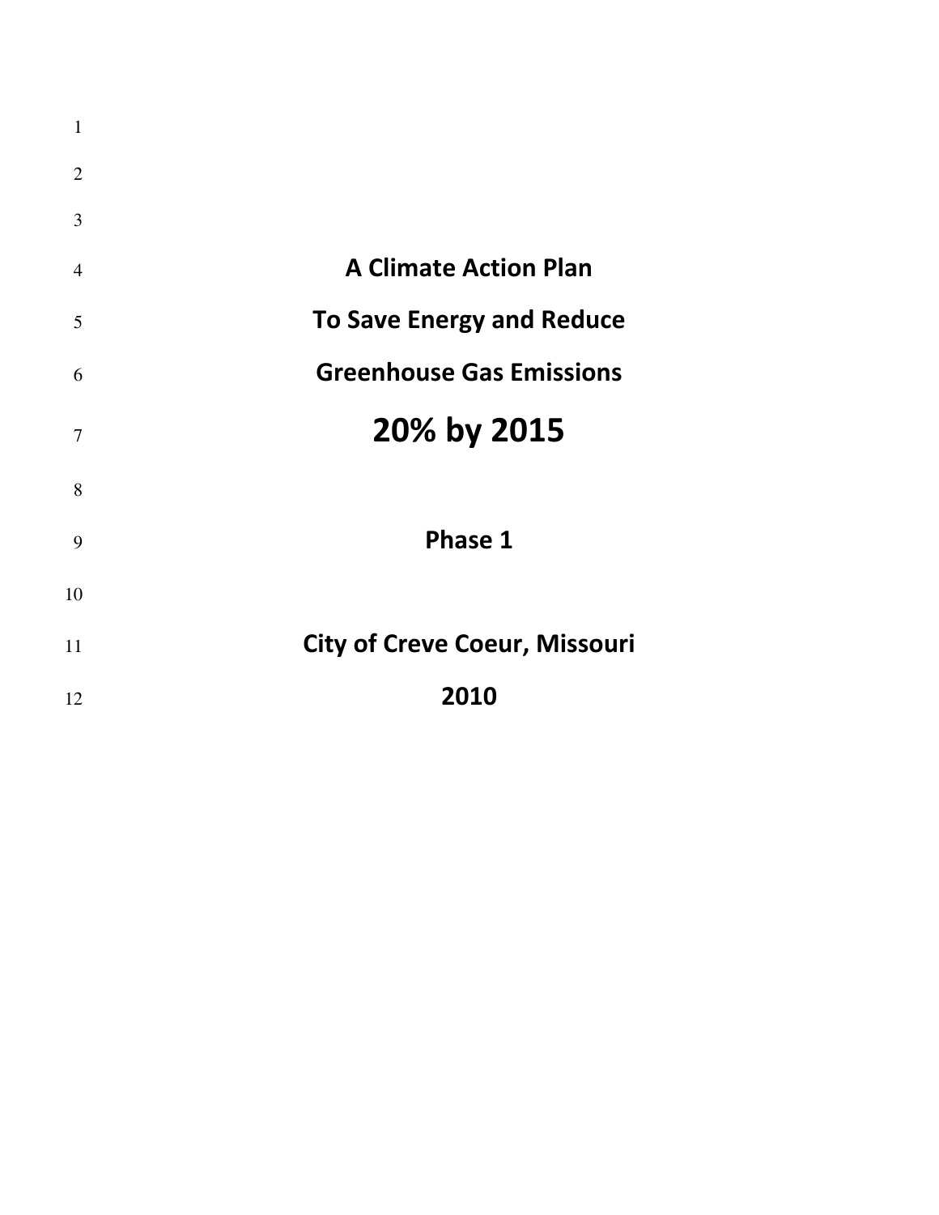# A Climate Action Plan

# To Save Energy and Reduce

# Greenhouse Gas Emissions

# 20% by 2015

## Phase 1

## City of Creve Coeur, Missouri

## 2010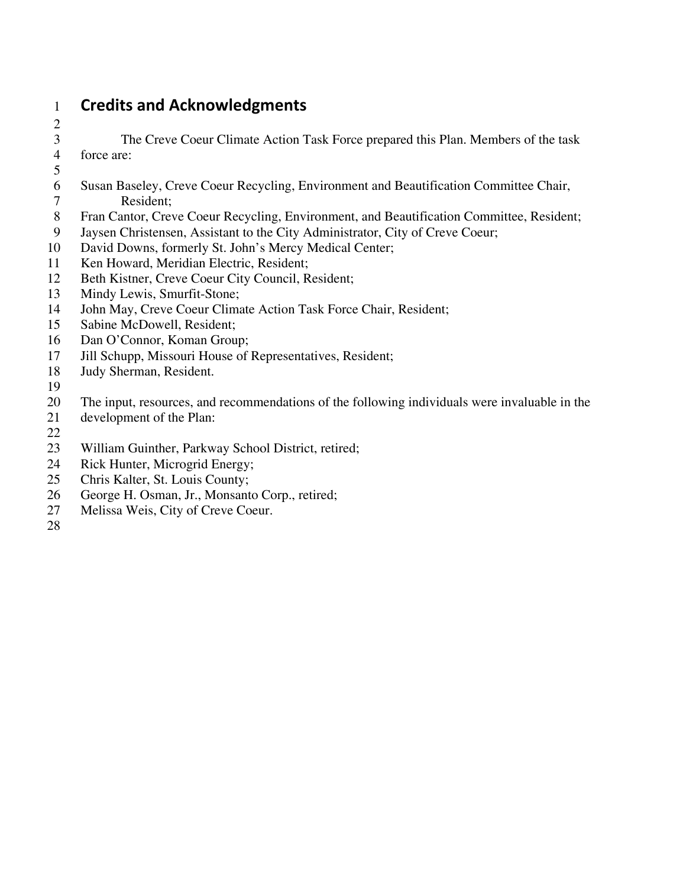# Credits and Acknowledgments

The Creve Coeur Climate Action Task Force prepared this Plan. Members of the task force are:

Susan Baseley, Creve Coeur Recycling, Environment and Beautification Committee Chair, Resident;
Fran Cantor, Creve Coeur Recycling, Environment, and Beautification Committee, Resident;
Jaysen Christensen, Assistant to the City Administrator, City of Creve Coeur;
David Downs, formerly St. John's Mercy Medical Center;
Ken Howard, Meridian Electric, Resident;
Beth Kistner, Creve Coeur City Council, Resident;
Mindy Lewis, Smurfit-Stone;
John May, Creve Coeur Climate Action Task Force Chair, Resident;
Sabine McDowell, Resident;
Dan O'Connor, Koman Group;
Jill Schupp, Missouri House of Representatives, Resident;
Judy Sherman, Resident.

The input, resources, and recommendations of the following individuals were invaluable in the development of the Plan:

William Guinther, Parkway School District, retired;
Rick Hunter, Microgrid Energy;
Chris Kalter, St. Louis County;
George H. Osman, Jr., Monsanto Corp., retired;
Melissa Weis, City of Creve Coeur.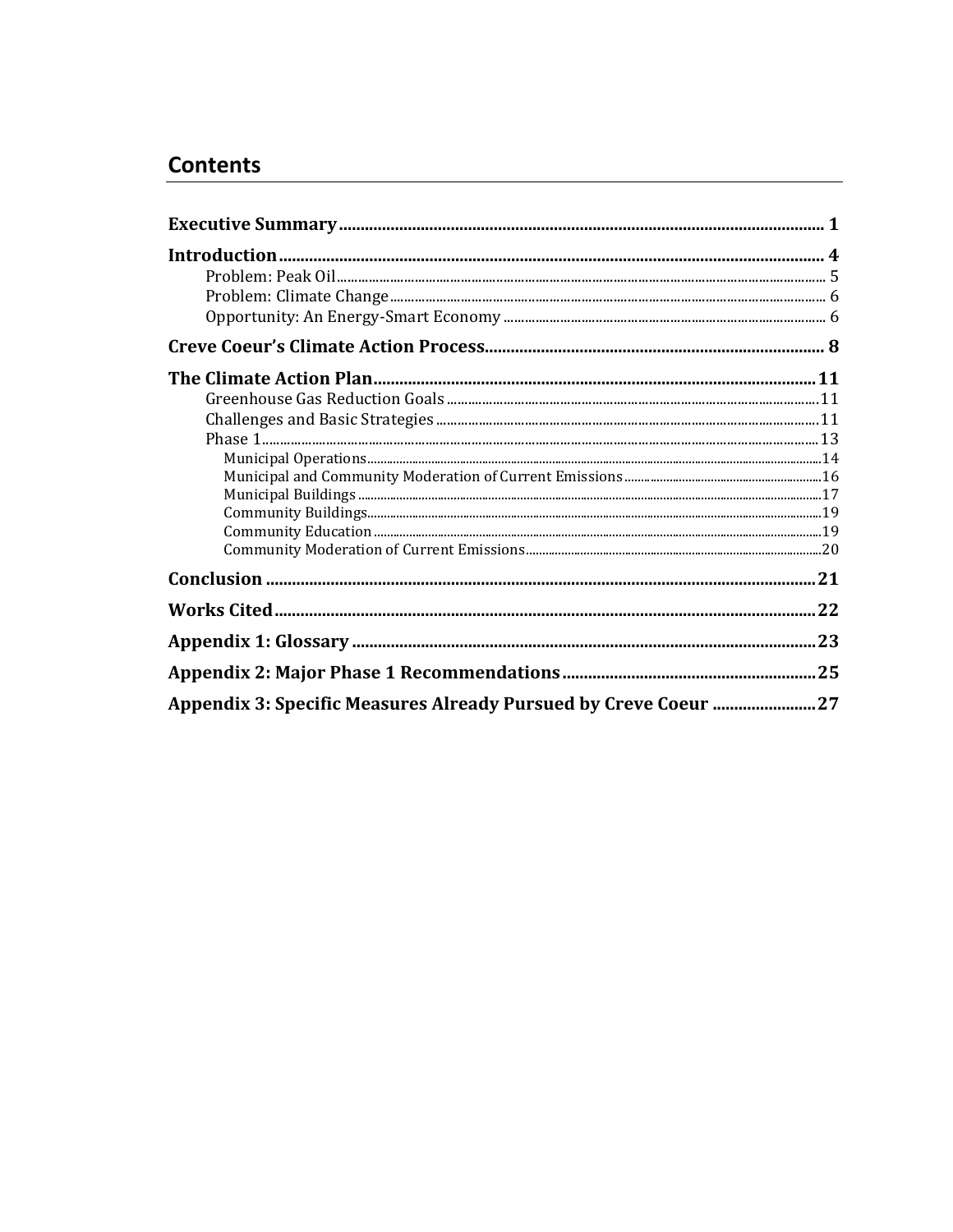## Contents

**Executive Summary** .......... **1**

**Introduction** .......... **4**

- Problem: Peak Oil .......... 5
- Problem: Climate Change .......... 6
- Opportunity: An Energy-Smart Economy .......... 6

**Creve Coeur's Climate Action Process** .......... **8**

**The Climate Action Plan** .......... **11**

- Greenhouse Gas Reduction Goals .......... 11
- Challenges and Basic Strategies .......... 11
- Phase 1 .......... 13
  - Municipal Operations .......... 14
  - Municipal and Community Moderation of Current Emissions .......... 16
  - Municipal Buildings .......... 17
  - Community Buildings .......... 19
  - Community Education .......... 19
  - Community Moderation of Current Emissions .......... 20

**Conclusion** .......... **21**

**Works Cited** .......... **22**

**Appendix 1: Glossary** .......... **23**

**Appendix 2: Major Phase 1 Recommendations** .......... **25**

**Appendix 3: Specific Measures Already Pursued by Creve Coeur** .......... **27**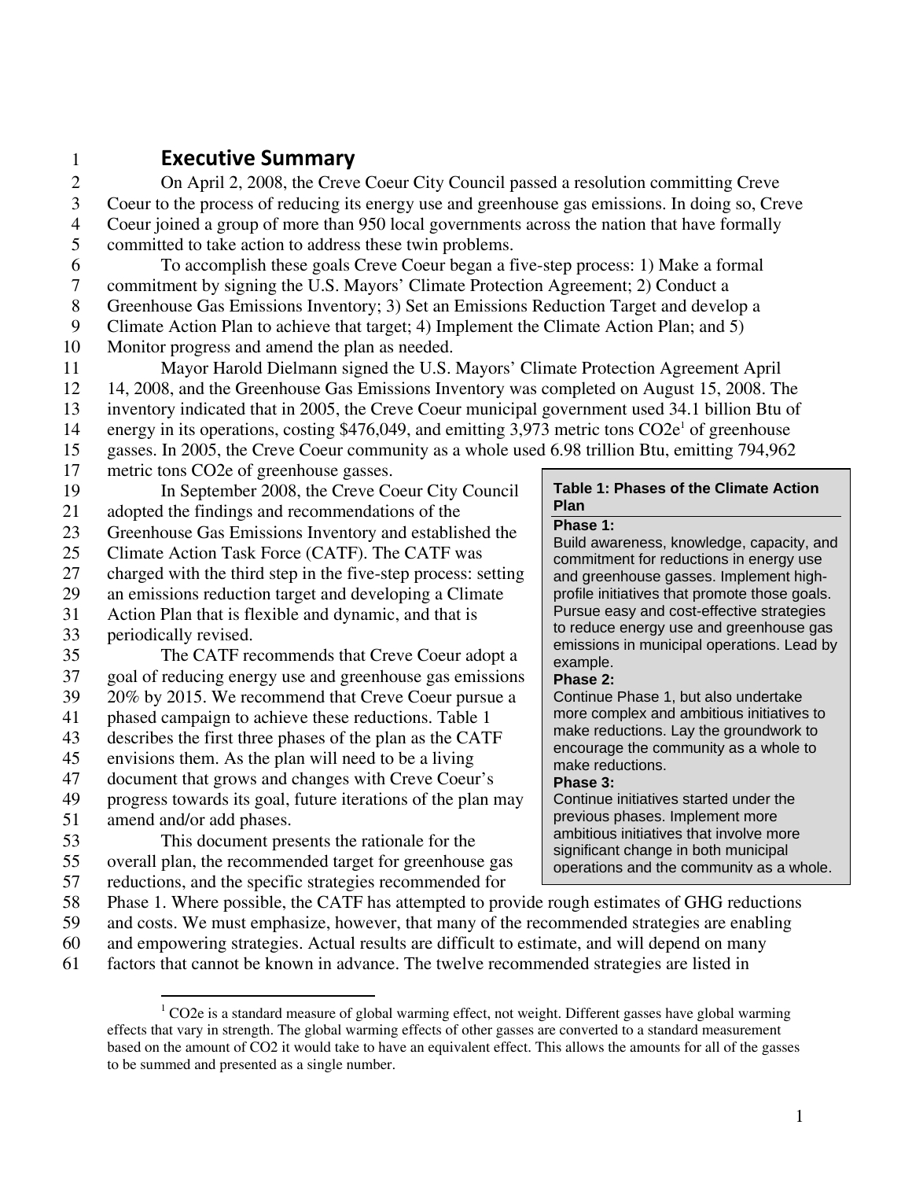# Executive Summary

On April 2, 2008, the Creve Coeur City Council passed a resolution committing Creve Coeur to the process of reducing its energy use and greenhouse gas emissions. In doing so, Creve Coeur joined a group of more than 950 local governments across the nation that have formally committed to take action to address these twin problems.

To accomplish these goals Creve Coeur began a five-step process: 1) Make a formal commitment by signing the U.S. Mayors' Climate Protection Agreement; 2) Conduct a Greenhouse Gas Emissions Inventory; 3) Set an Emissions Reduction Target and develop a Climate Action Plan to achieve that target; 4) Implement the Climate Action Plan; and 5) Monitor progress and amend the plan as needed.

Mayor Harold Dielmann signed the U.S. Mayors' Climate Protection Agreement April 14, 2008, and the Greenhouse Gas Emissions Inventory was completed on August 15, 2008. The inventory indicated that in 2005, the Creve Coeur municipal government used 34.1 billion Btu of energy in its operations, costing $476,049, and emitting 3,973 metric tons CO2e[1] of greenhouse gasses. In 2005, the Creve Coeur community as a whole used 6.98 trillion Btu, emitting 794,962 metric tons CO2e of greenhouse gasses.

In September 2008, the Creve Coeur City Council adopted the findings and recommendations of the Greenhouse Gas Emissions Inventory and established the Climate Action Task Force (CATF). The CATF was charged with the third step in the five-step process: setting an emissions reduction target and developing a Climate Action Plan that is flexible and dynamic, and that is periodically revised.

The CATF recommends that Creve Coeur adopt a goal of reducing energy use and greenhouse gas emissions 20% by 2015. We recommend that Creve Coeur pursue a phased campaign to achieve these reductions. Table 1 describes the first three phases of the plan as the CATF envisions them. As the plan will need to be a living document that grows and changes with Creve Coeur's progress towards its goal, future iterations of the plan may amend and/or add phases.

**Table 1: Phases of the Climate Action Plan**

**Phase 1:**
Build awareness, knowledge, capacity, and commitment for reductions in energy use and greenhouse gasses. Implement high-profile initiatives that promote those goals. Pursue easy and cost-effective strategies to reduce energy use and greenhouse gas emissions in municipal operations. Lead by example.

**Phase 2:**
Continue Phase 1, but also undertake more complex and ambitious initiatives to make reductions. Lay the groundwork to encourage the community as a whole to make reductions.

**Phase 3:**
Continue initiatives started under the previous phases. Implement more ambitious initiatives that involve more significant change in both municipal operations and the community as a whole.

This document presents the rationale for the overall plan, the recommended target for greenhouse gas reductions, and the specific strategies recommended for Phase 1. Where possible, the CATF has attempted to provide rough estimates of GHG reductions and costs. We must emphasize, however, that many of the recommended strategies are enabling and empowering strategies. Actual results are difficult to estimate, and will depend on many factors that cannot be known in advance. The twelve recommended strategies are listed in

[1] CO2e is a standard measure of global warming effect, not weight. Different gasses have global warming effects that vary in strength. The global warming effects of other gasses are converted to a standard measurement based on the amount of CO2 it would take to have an equivalent effect. This allows the amounts for all of the gasses to be summed and presented as a single number.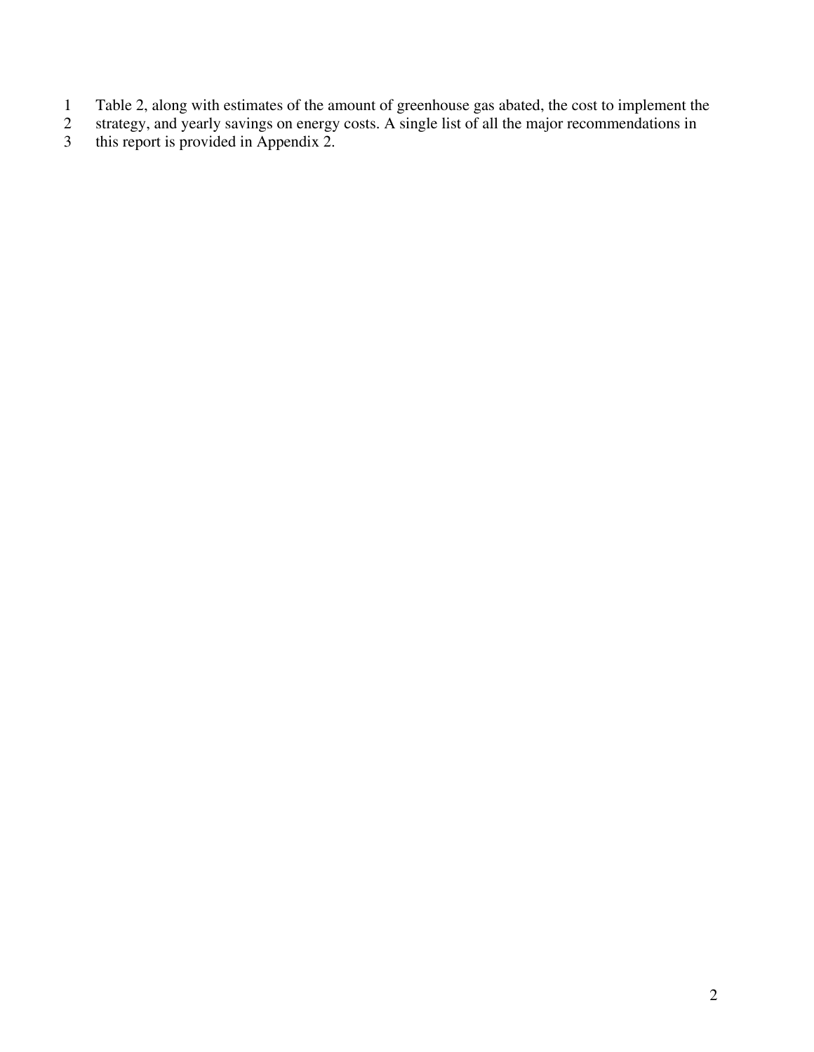Table 2, along with estimates of the amount of greenhouse gas abated, the cost to implement the strategy, and yearly savings on energy costs. A single list of all the major recommendations in this report is provided in Appendix 2.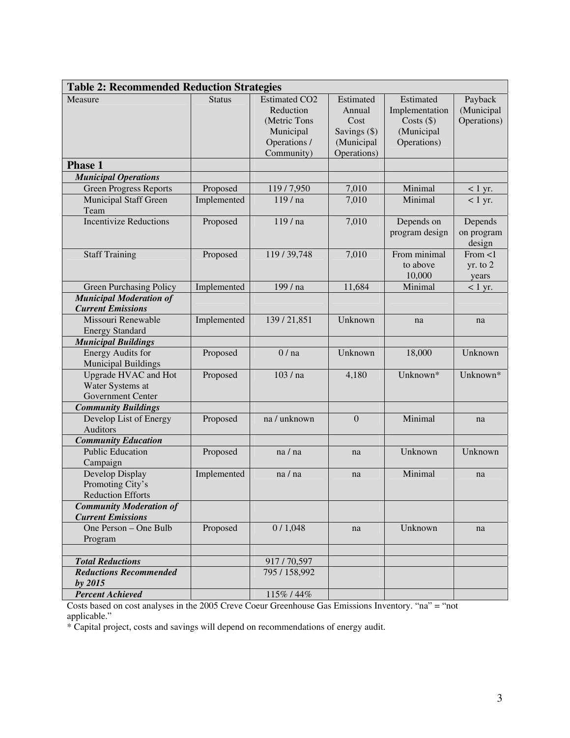| **Table 2: Recommended Reduction Strategies** | | | | | |
|---|---|---|---|---|---|
| Measure | Status | Estimated $CO_2$ Reduction (Metric Tons Municipal Operations / Community) | Estimated Annual Cost Savings ($) (Municipal Operations) | Estimated Implementation Costs ($) (Municipal Operations) | Payback (Municipal Operations) |
| **Phase 1** | | | | | |
| ***Municipal Operations*** | | | | | |
| Green Progress Reports | Proposed | 119 / 7,950 | 7,010 | Minimal | < 1 yr. |
| Municipal Staff Green Team | Implemented | 119 / na | 7,010 | Minimal | < 1 yr. |
| Incentivize Reductions | Proposed | 119 / na | 7,010 | Depends on program design | Depends on program design |
| Staff Training | Proposed | 119 / 39,748 | 7,010 | From minimal to above 10,000 | From <1 yr. to 2 years |
| Green Purchasing Policy | Implemented | 199 / na | 11,684 | Minimal | < 1 yr. |
| ***Municipal Moderation of Current Emissions*** | | | | | |
| Missouri Renewable Energy Standard | Implemented | 139 / 21,851 | Unknown | na | na |
| ***Municipal Buildings*** | | | | | |
| Energy Audits for Municipal Buildings | Proposed | 0 / na | Unknown | 18,000 | Unknown |
| Upgrade HVAC and Hot Water Systems at Government Center | Proposed | 103 / na | 4,180 | Unknown* | Unknown* |
| ***Community Buildings*** | | | | | |
| Develop List of Energy Auditors | Proposed | na / unknown | 0 | Minimal | na |
| ***Community Education*** | | | | | |
| Public Education Campaign | Proposed | na / na | na | Unknown | Unknown |
| Develop Display Promoting City's Reduction Efforts | Implemented | na / na | na | Minimal | na |
| ***Community Moderation of Current Emissions*** | | | | | |
| One Person – One Bulb Program | Proposed | 0 / 1,048 | na | Unknown | na |
| | | | | | |
| ***Total Reductions*** | | 917 / 70,597 | | | |
| ***Reductions Recommended by 2015*** | | 795 / 158,992 | | | |
| ***Percent Achieved*** | | 115% / 44% | | | |

Costs based on cost analyses in the 2005 Creve Coeur Greenhouse Gas Emissions Inventory. "na" = "not applicable."

* Capital project, costs and savings will depend on recommendations of energy audit.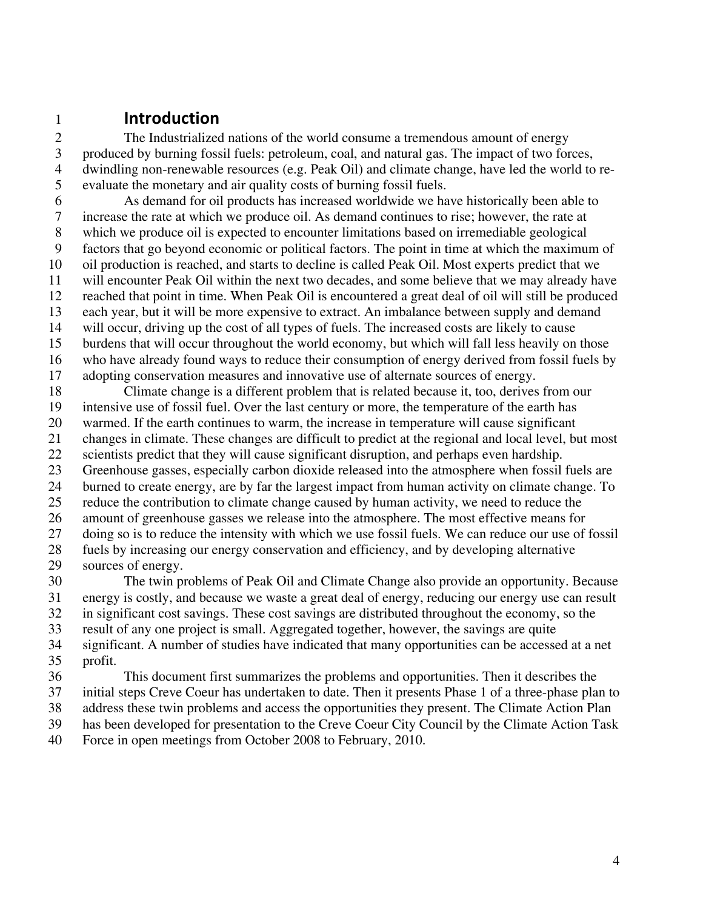# Introduction

The Industrialized nations of the world consume a tremendous amount of energy produced by burning fossil fuels: petroleum, coal, and natural gas. The impact of two forces, dwindling non-renewable resources (e.g. Peak Oil) and climate change, have led the world to re-evaluate the monetary and air quality costs of burning fossil fuels.

As demand for oil products has increased worldwide we have historically been able to increase the rate at which we produce oil. As demand continues to rise; however, the rate at which we produce oil is expected to encounter limitations based on irremediable geological factors that go beyond economic or political factors. The point in time at which the maximum of oil production is reached, and starts to decline is called Peak Oil. Most experts predict that we will encounter Peak Oil within the next two decades, and some believe that we may already have reached that point in time. When Peak Oil is encountered a great deal of oil will still be produced each year, but it will be more expensive to extract. An imbalance between supply and demand will occur, driving up the cost of all types of fuels. The increased costs are likely to cause burdens that will occur throughout the world economy, but which will fall less heavily on those who have already found ways to reduce their consumption of energy derived from fossil fuels by adopting conservation measures and innovative use of alternate sources of energy.

Climate change is a different problem that is related because it, too, derives from our intensive use of fossil fuel. Over the last century or more, the temperature of the earth has warmed. If the earth continues to warm, the increase in temperature will cause significant changes in climate. These changes are difficult to predict at the regional and local level, but most scientists predict that they will cause significant disruption, and perhaps even hardship. Greenhouse gasses, especially carbon dioxide released into the atmosphere when fossil fuels are burned to create energy, are by far the largest impact from human activity on climate change. To reduce the contribution to climate change caused by human activity, we need to reduce the amount of greenhouse gasses we release into the atmosphere. The most effective means for doing so is to reduce the intensity with which we use fossil fuels. We can reduce our use of fossil fuels by increasing our energy conservation and efficiency, and by developing alternative sources of energy.

The twin problems of Peak Oil and Climate Change also provide an opportunity. Because energy is costly, and because we waste a great deal of energy, reducing our energy use can result in significant cost savings. These cost savings are distributed throughout the economy, so the result of any one project is small. Aggregated together, however, the savings are quite significant. A number of studies have indicated that many opportunities can be accessed at a net profit.

This document first summarizes the problems and opportunities. Then it describes the initial steps Creve Coeur has undertaken to date. Then it presents Phase 1 of a three-phase plan to address these twin problems and access the opportunities they present. The Climate Action Plan has been developed for presentation to the Creve Coeur City Council by the Climate Action Task Force in open meetings from October 2008 to February, 2010.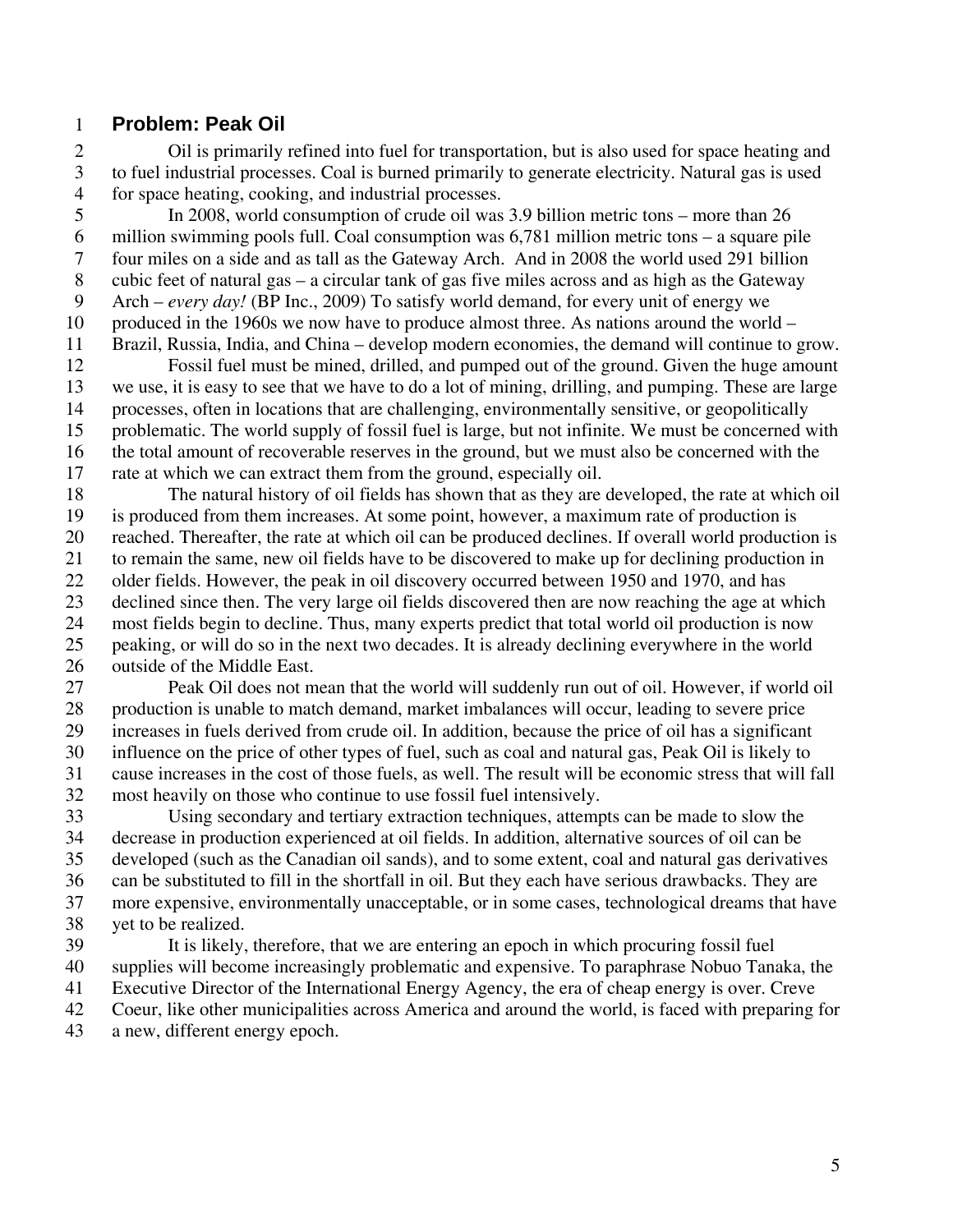## Problem: Peak Oil

Oil is primarily refined into fuel for transportation, but is also used for space heating and to fuel industrial processes. Coal is burned primarily to generate electricity. Natural gas is used for space heating, cooking, and industrial processes.

In 2008, world consumption of crude oil was 3.9 billion metric tons – more than 26 million swimming pools full. Coal consumption was 6,781 million metric tons – a square pile four miles on a side and as tall as the Gateway Arch. And in 2008 the world used 291 billion cubic feet of natural gas – a circular tank of gas five miles across and as high as the Gateway Arch – *every day!* (BP Inc., 2009) To satisfy world demand, for every unit of energy we produced in the 1960s we now have to produce almost three. As nations around the world – Brazil, Russia, India, and China – develop modern economies, the demand will continue to grow.

Fossil fuel must be mined, drilled, and pumped out of the ground. Given the huge amount we use, it is easy to see that we have to do a lot of mining, drilling, and pumping. These are large processes, often in locations that are challenging, environmentally sensitive, or geopolitically problematic. The world supply of fossil fuel is large, but not infinite. We must be concerned with the total amount of recoverable reserves in the ground, but we must also be concerned with the rate at which we can extract them from the ground, especially oil.

The natural history of oil fields has shown that as they are developed, the rate at which oil is produced from them increases. At some point, however, a maximum rate of production is reached. Thereafter, the rate at which oil can be produced declines. If overall world production is to remain the same, new oil fields have to be discovered to make up for declining production in older fields. However, the peak in oil discovery occurred between 1950 and 1970, and has declined since then. The very large oil fields discovered then are now reaching the age at which most fields begin to decline. Thus, many experts predict that total world oil production is now peaking, or will do so in the next two decades. It is already declining everywhere in the world outside of the Middle East.

Peak Oil does not mean that the world will suddenly run out of oil. However, if world oil production is unable to match demand, market imbalances will occur, leading to severe price increases in fuels derived from crude oil. In addition, because the price of oil has a significant influence on the price of other types of fuel, such as coal and natural gas, Peak Oil is likely to cause increases in the cost of those fuels, as well. The result will be economic stress that will fall most heavily on those who continue to use fossil fuel intensively.

Using secondary and tertiary extraction techniques, attempts can be made to slow the decrease in production experienced at oil fields. In addition, alternative sources of oil can be developed (such as the Canadian oil sands), and to some extent, coal and natural gas derivatives can be substituted to fill in the shortfall in oil. But they each have serious drawbacks. They are more expensive, environmentally unacceptable, or in some cases, technological dreams that have yet to be realized.

It is likely, therefore, that we are entering an epoch in which procuring fossil fuel supplies will become increasingly problematic and expensive. To paraphrase Nobuo Tanaka, the Executive Director of the International Energy Agency, the era of cheap energy is over. Creve Coeur, like other municipalities across America and around the world, is faced with preparing for a new, different energy epoch.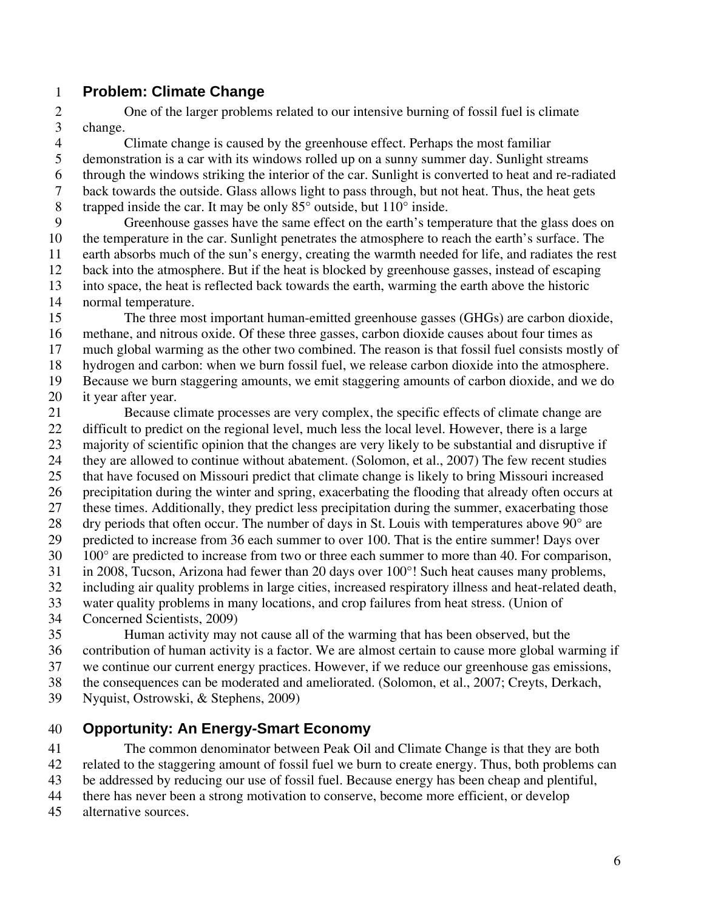## Problem: Climate Change

One of the larger problems related to our intensive burning of fossil fuel is climate change.

Climate change is caused by the greenhouse effect. Perhaps the most familiar demonstration is a car with its windows rolled up on a sunny summer day. Sunlight streams through the windows striking the interior of the car. Sunlight is converted to heat and re-radiated back towards the outside. Glass allows light to pass through, but not heat. Thus, the heat gets trapped inside the car. It may be only 85° outside, but 110° inside.

Greenhouse gasses have the same effect on the earth's temperature that the glass does on the temperature in the car. Sunlight penetrates the atmosphere to reach the earth's surface. The earth absorbs much of the sun's energy, creating the warmth needed for life, and radiates the rest back into the atmosphere. But if the heat is blocked by greenhouse gasses, instead of escaping into space, the heat is reflected back towards the earth, warming the earth above the historic normal temperature.

The three most important human-emitted greenhouse gasses (GHGs) are carbon dioxide, methane, and nitrous oxide. Of these three gasses, carbon dioxide causes about four times as much global warming as the other two combined. The reason is that fossil fuel consists mostly of hydrogen and carbon: when we burn fossil fuel, we release carbon dioxide into the atmosphere. Because we burn staggering amounts, we emit staggering amounts of carbon dioxide, and we do it year after year.

Because climate processes are very complex, the specific effects of climate change are difficult to predict on the regional level, much less the local level. However, there is a large majority of scientific opinion that the changes are very likely to be substantial and disruptive if they are allowed to continue without abatement. (Solomon, et al., 2007) The few recent studies that have focused on Missouri predict that climate change is likely to bring Missouri increased precipitation during the winter and spring, exacerbating the flooding that already often occurs at these times. Additionally, they predict less precipitation during the summer, exacerbating those dry periods that often occur. The number of days in St. Louis with temperatures above 90° are predicted to increase from 36 each summer to over 100. That is the entire summer! Days over 100° are predicted to increase from two or three each summer to more than 40. For comparison, in 2008, Tucson, Arizona had fewer than 20 days over 100°! Such heat causes many problems, including air quality problems in large cities, increased respiratory illness and heat-related death, water quality problems in many locations, and crop failures from heat stress. (Union of Concerned Scientists, 2009)

Human activity may not cause all of the warming that has been observed, but the contribution of human activity is a factor. We are almost certain to cause more global warming if we continue our current energy practices. However, if we reduce our greenhouse gas emissions, the consequences can be moderated and ameliorated. (Solomon, et al., 2007; Creyts, Derkach, Nyquist, Ostrowski, & Stephens, 2009)

## Opportunity: An Energy-Smart Economy

The common denominator between Peak Oil and Climate Change is that they are both related to the staggering amount of fossil fuel we burn to create energy. Thus, both problems can be addressed by reducing our use of fossil fuel. Because energy has been cheap and plentiful, there has never been a strong motivation to conserve, become more efficient, or develop alternative sources.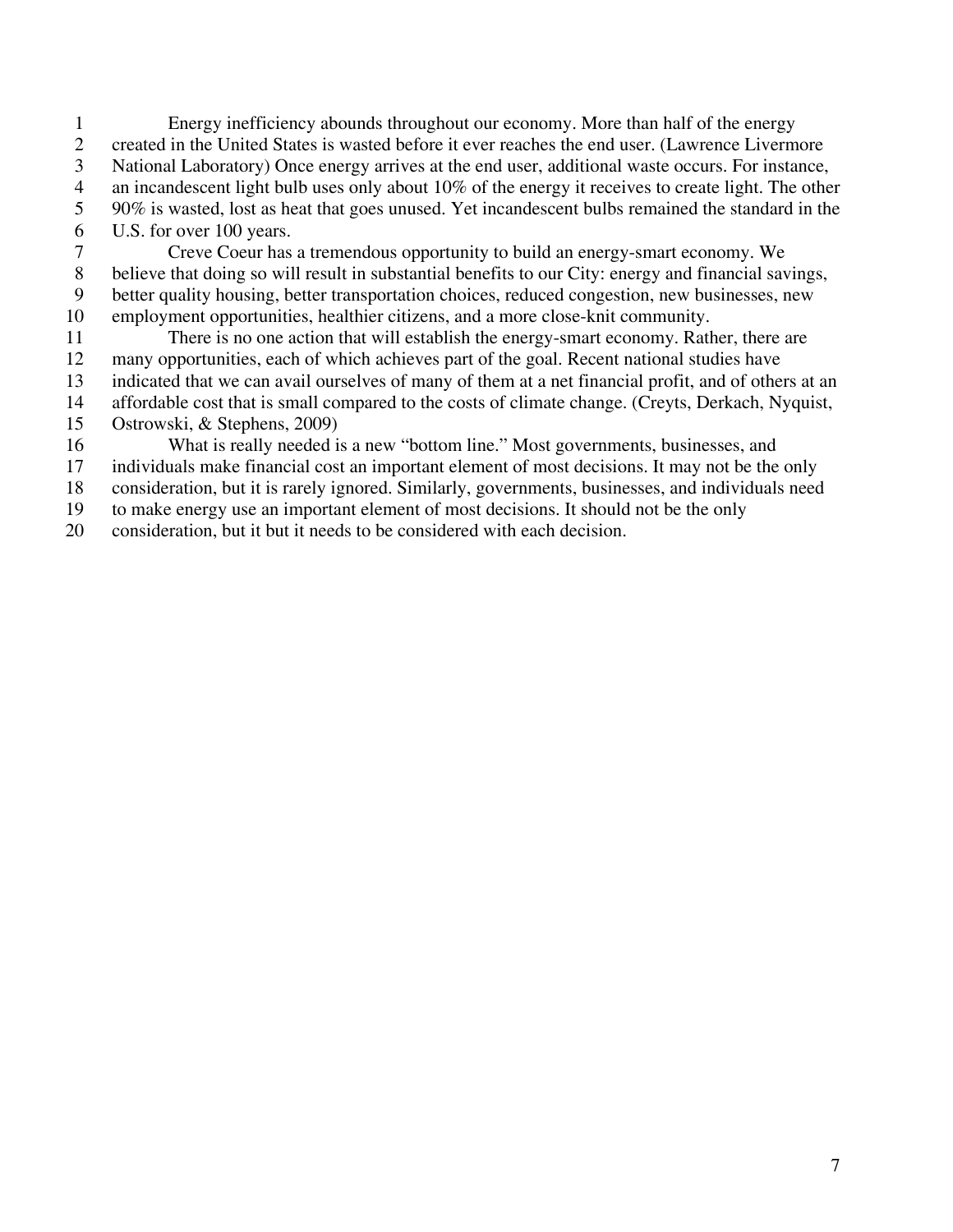Energy inefficiency abounds throughout our economy. More than half of the energy created in the United States is wasted before it ever reaches the end user. (Lawrence Livermore National Laboratory) Once energy arrives at the end user, additional waste occurs. For instance, an incandescent light bulb uses only about 10% of the energy it receives to create light. The other 90% is wasted, lost as heat that goes unused. Yet incandescent bulbs remained the standard in the U.S. for over 100 years.

Creve Coeur has a tremendous opportunity to build an energy-smart economy. We believe that doing so will result in substantial benefits to our City: energy and financial savings, better quality housing, better transportation choices, reduced congestion, new businesses, new employment opportunities, healthier citizens, and a more close-knit community.

There is no one action that will establish the energy-smart economy. Rather, there are many opportunities, each of which achieves part of the goal. Recent national studies have indicated that we can avail ourselves of many of them at a net financial profit, and of others at an affordable cost that is small compared to the costs of climate change. (Creyts, Derkach, Nyquist, Ostrowski, & Stephens, 2009)

What is really needed is a new "bottom line." Most governments, businesses, and individuals make financial cost an important element of most decisions. It may not be the only consideration, but it is rarely ignored. Similarly, governments, businesses, and individuals need to make energy use an important element of most decisions. It should not be the only consideration, but it but it needs to be considered with each decision.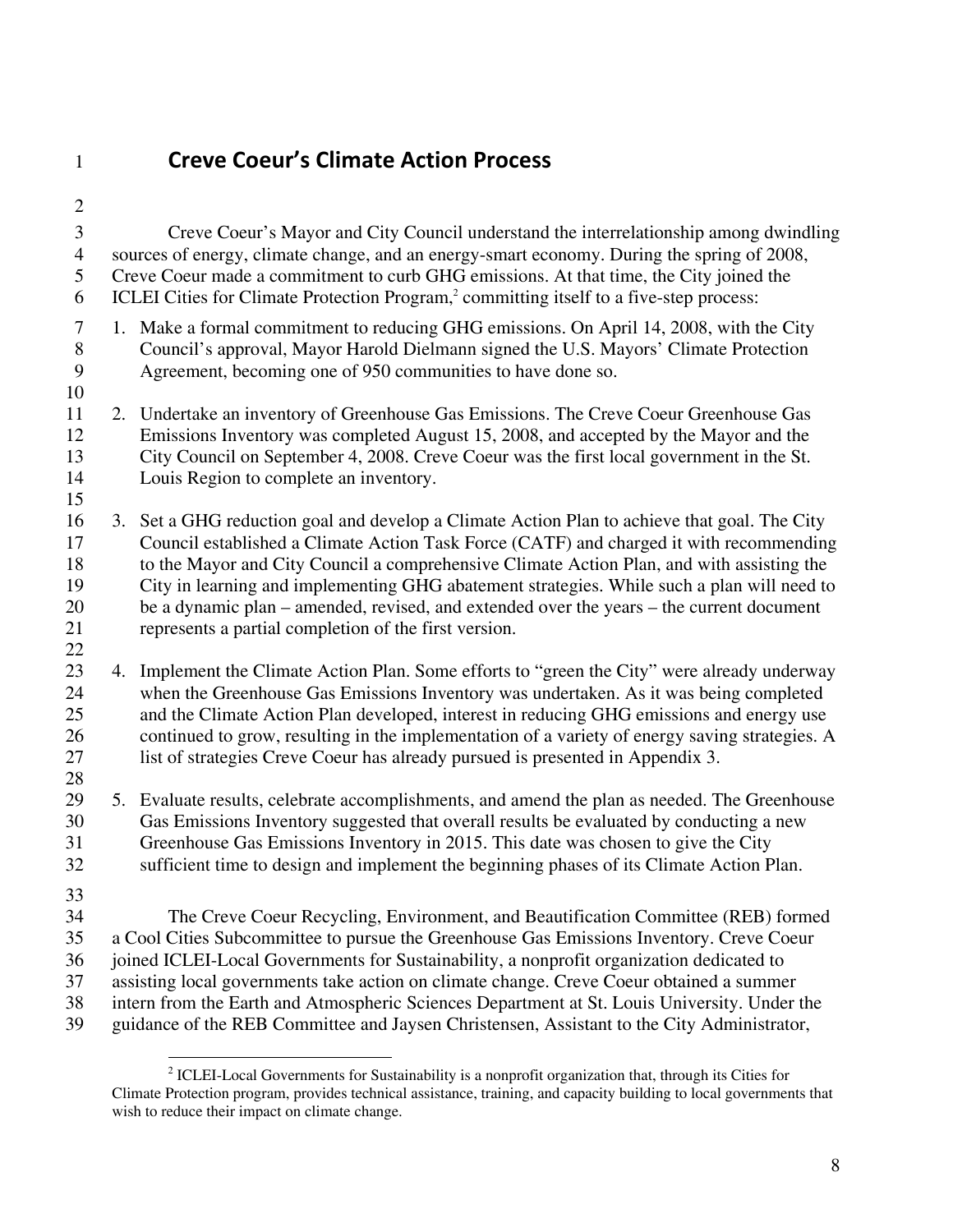# Creve Coeur's Climate Action Process

Creve Coeur's Mayor and City Council understand the interrelationship among dwindling sources of energy, climate change, and an energy-smart economy. During the spring of 2008, Creve Coeur made a commitment to curb GHG emissions. At that time, the City joined the ICLEI Cities for Climate Protection Program,[2] committing itself to a five-step process:

1. Make a formal commitment to reducing GHG emissions. On April 14, 2008, with the City Council's approval, Mayor Harold Dielmann signed the U.S. Mayors' Climate Protection Agreement, becoming one of 950 communities to have done so.

2. Undertake an inventory of Greenhouse Gas Emissions. The Creve Coeur Greenhouse Gas Emissions Inventory was completed August 15, 2008, and accepted by the Mayor and the City Council on September 4, 2008. Creve Coeur was the first local government in the St. Louis Region to complete an inventory.

3. Set a GHG reduction goal and develop a Climate Action Plan to achieve that goal. The City Council established a Climate Action Task Force (CATF) and charged it with recommending to the Mayor and City Council a comprehensive Climate Action Plan, and with assisting the City in learning and implementing GHG abatement strategies. While such a plan will need to be a dynamic plan – amended, revised, and extended over the years – the current document represents a partial completion of the first version.

4. Implement the Climate Action Plan. Some efforts to "green the City" were already underway when the Greenhouse Gas Emissions Inventory was undertaken. As it was being completed and the Climate Action Plan developed, interest in reducing GHG emissions and energy use continued to grow, resulting in the implementation of a variety of energy saving strategies. A list of strategies Creve Coeur has already pursued is presented in Appendix 3.

5. Evaluate results, celebrate accomplishments, and amend the plan as needed. The Greenhouse Gas Emissions Inventory suggested that overall results be evaluated by conducting a new Greenhouse Gas Emissions Inventory in 2015. This date was chosen to give the City sufficient time to design and implement the beginning phases of its Climate Action Plan.

The Creve Coeur Recycling, Environment, and Beautification Committee (REB) formed a Cool Cities Subcommittee to pursue the Greenhouse Gas Emissions Inventory. Creve Coeur joined ICLEI-Local Governments for Sustainability, a nonprofit organization dedicated to assisting local governments take action on climate change. Creve Coeur obtained a summer intern from the Earth and Atmospheric Sciences Department at St. Louis University. Under the guidance of the REB Committee and Jaysen Christensen, Assistant to the City Administrator,

---

[2] ICLEI-Local Governments for Sustainability is a nonprofit organization that, through its Cities for Climate Protection program, provides technical assistance, training, and capacity building to local governments that wish to reduce their impact on climate change.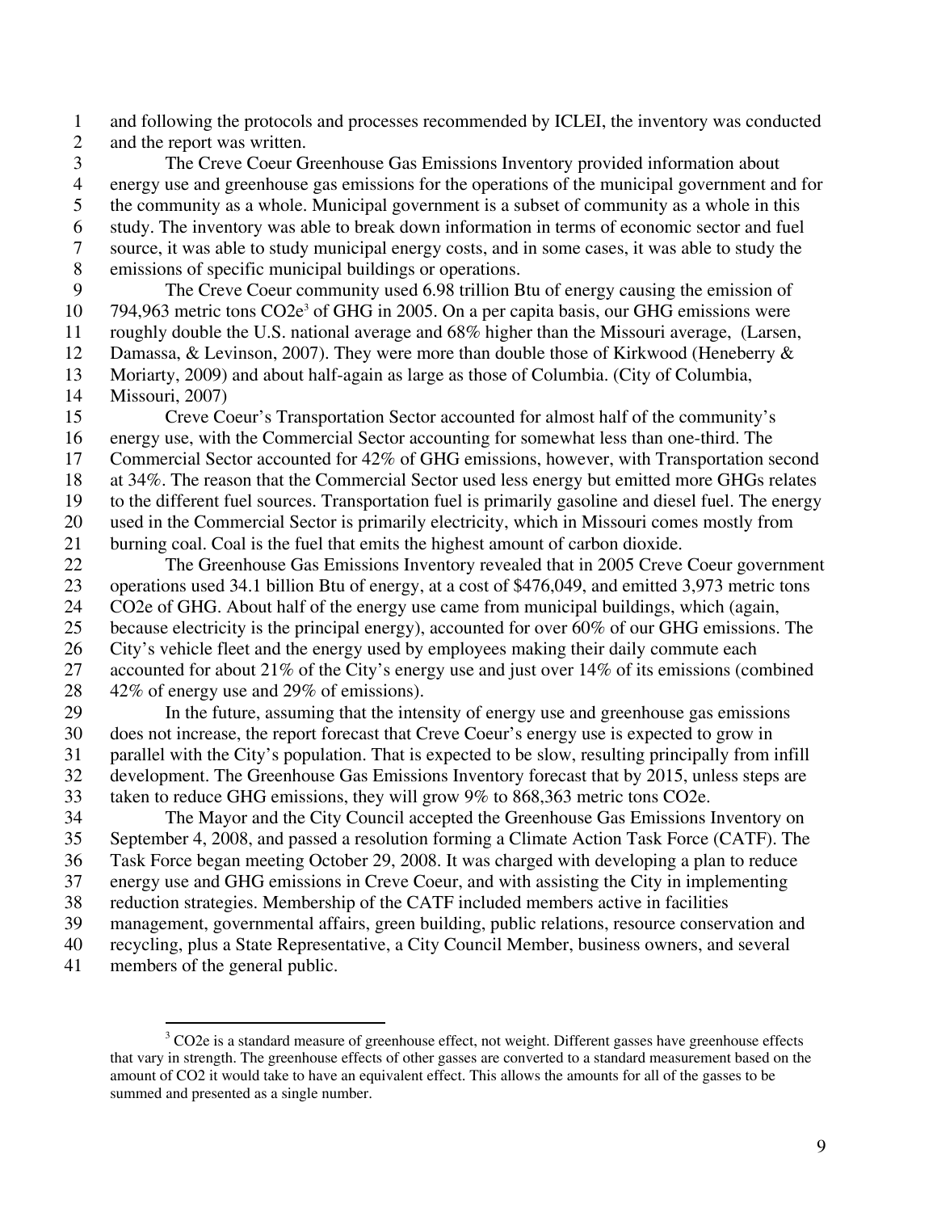and following the protocols and processes recommended by ICLEI, the inventory was conducted and the report was written.

The Creve Coeur Greenhouse Gas Emissions Inventory provided information about energy use and greenhouse gas emissions for the operations of the municipal government and for the community as a whole. Municipal government is a subset of community as a whole in this study. The inventory was able to break down information in terms of economic sector and fuel source, it was able to study municipal energy costs, and in some cases, it was able to study the emissions of specific municipal buildings or operations.

The Creve Coeur community used 6.98 trillion Btu of energy causing the emission of 794,963 metric tons CO2e[3] of GHG in 2005. On a per capita basis, our GHG emissions were roughly double the U.S. national average and 68% higher than the Missouri average, (Larsen, Damassa, & Levinson, 2007). They were more than double those of Kirkwood (Heneberry & Moriarty, 2009) and about half-again as large as those of Columbia. (City of Columbia, Missouri, 2007)

Creve Coeur's Transportation Sector accounted for almost half of the community's energy use, with the Commercial Sector accounting for somewhat less than one-third. The Commercial Sector accounted for 42% of GHG emissions, however, with Transportation second at 34%. The reason that the Commercial Sector used less energy but emitted more GHGs relates to the different fuel sources. Transportation fuel is primarily gasoline and diesel fuel. The energy used in the Commercial Sector is primarily electricity, which in Missouri comes mostly from burning coal. Coal is the fuel that emits the highest amount of carbon dioxide.

The Greenhouse Gas Emissions Inventory revealed that in 2005 Creve Coeur government operations used 34.1 billion Btu of energy, at a cost of $476,049, and emitted 3,973 metric tons CO2e of GHG. About half of the energy use came from municipal buildings, which (again, because electricity is the principal energy), accounted for over 60% of our GHG emissions. The City's vehicle fleet and the energy used by employees making their daily commute each accounted for about 21% of the City's energy use and just over 14% of its emissions (combined 42% of energy use and 29% of emissions).

In the future, assuming that the intensity of energy use and greenhouse gas emissions does not increase, the report forecast that Creve Coeur's energy use is expected to grow in parallel with the City's population. That is expected to be slow, resulting principally from infill development. The Greenhouse Gas Emissions Inventory forecast that by 2015, unless steps are taken to reduce GHG emissions, they will grow 9% to 868,363 metric tons CO2e.

The Mayor and the City Council accepted the Greenhouse Gas Emissions Inventory on September 4, 2008, and passed a resolution forming a Climate Action Task Force (CATF). The Task Force began meeting October 29, 2008. It was charged with developing a plan to reduce energy use and GHG emissions in Creve Coeur, and with assisting the City in implementing reduction strategies. Membership of the CATF included members active in facilities management, governmental affairs, green building, public relations, resource conservation and recycling, plus a State Representative, a City Council Member, business owners, and several members of the general public.

---

[3] CO2e is a standard measure of greenhouse effect, not weight. Different gasses have greenhouse effects that vary in strength. The greenhouse effects of other gasses are converted to a standard measurement based on the amount of CO2 it would take to have an equivalent effect. This allows the amounts for all of the gasses to be summed and presented as a single number.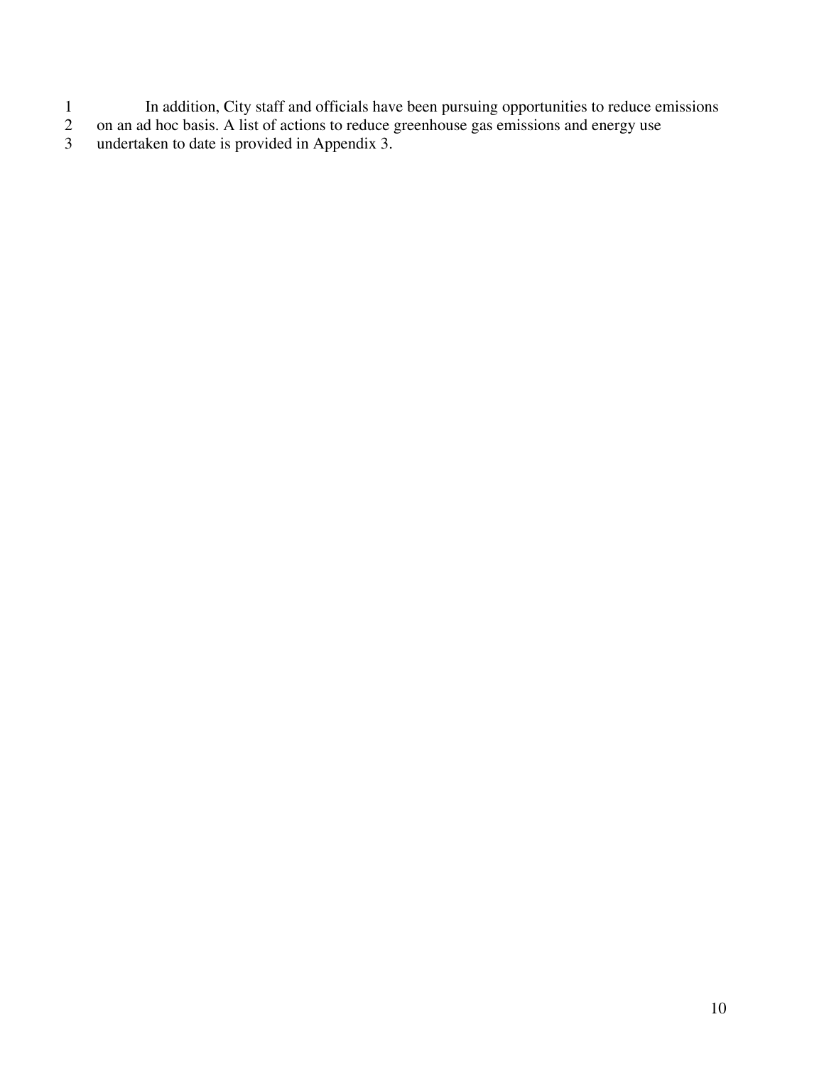In addition, City staff and officials have been pursuing opportunities to reduce emissions on an ad hoc basis. A list of actions to reduce greenhouse gas emissions and energy use undertaken to date is provided in Appendix 3.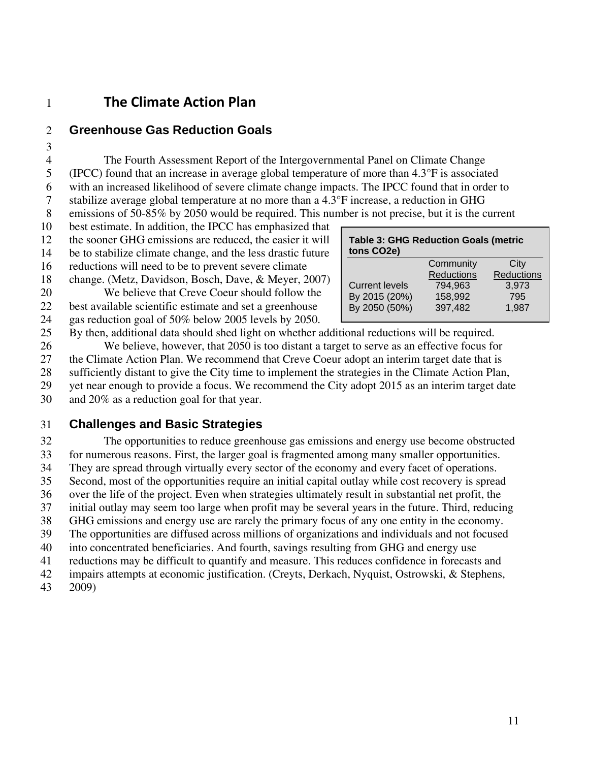# The Climate Action Plan

## Greenhouse Gas Reduction Goals

The Fourth Assessment Report of the Intergovernmental Panel on Climate Change (IPCC) found that an increase in average global temperature of more than 4.3°F is associated with an increased likelihood of severe climate change impacts. The IPCC found that in order to stabilize average global temperature at no more than a 4.3°F increase, a reduction in GHG emissions of 50-85% by 2050 would be required. This number is not precise, but it is the current best estimate. In addition, the IPCC has emphasized that the sooner GHG emissions are reduced, the easier it will be to stabilize climate change, and the less drastic future reductions will need to be to prevent severe climate change. (Metz, Davidson, Bosch, Dave, & Meyer, 2007)

We believe that Creve Coeur should follow the best available scientific estimate and set a greenhouse gas reduction goal of 50% below 2005 levels by 2050. By then, additional data should shed light on whether additional reductions will be required.

**Table 3: GHG Reduction Goals (metric tons CO2e)**

| | Community Reductions | City Reductions |
|---|---|---|
| Current levels | 794,963 | 3,973 |
| By 2015 (20%) | 158,992 | 795 |
| By 2050 (50%) | 397,482 | 1,987 |

We believe, however, that 2050 is too distant a target to serve as an effective focus for the Climate Action Plan. We recommend that Creve Coeur adopt an interim target date that is sufficiently distant to give the City time to implement the strategies in the Climate Action Plan, yet near enough to provide a focus. We recommend the City adopt 2015 as an interim target date and 20% as a reduction goal for that year.

## Challenges and Basic Strategies

The opportunities to reduce greenhouse gas emissions and energy use become obstructed for numerous reasons. First, the larger goal is fragmented among many smaller opportunities. They are spread through virtually every sector of the economy and every facet of operations. Second, most of the opportunities require an initial capital outlay while cost recovery is spread over the life of the project. Even when strategies ultimately result in substantial net profit, the initial outlay may seem too large when profit may be several years in the future. Third, reducing GHG emissions and energy use are rarely the primary focus of any one entity in the economy. The opportunities are diffused across millions of organizations and individuals and not focused into concentrated beneficiaries. And fourth, savings resulting from GHG and energy use reductions may be difficult to quantify and measure. This reduces confidence in forecasts and impairs attempts at economic justification. (Creyts, Derkach, Nyquist, Ostrowski, & Stephens, 2009)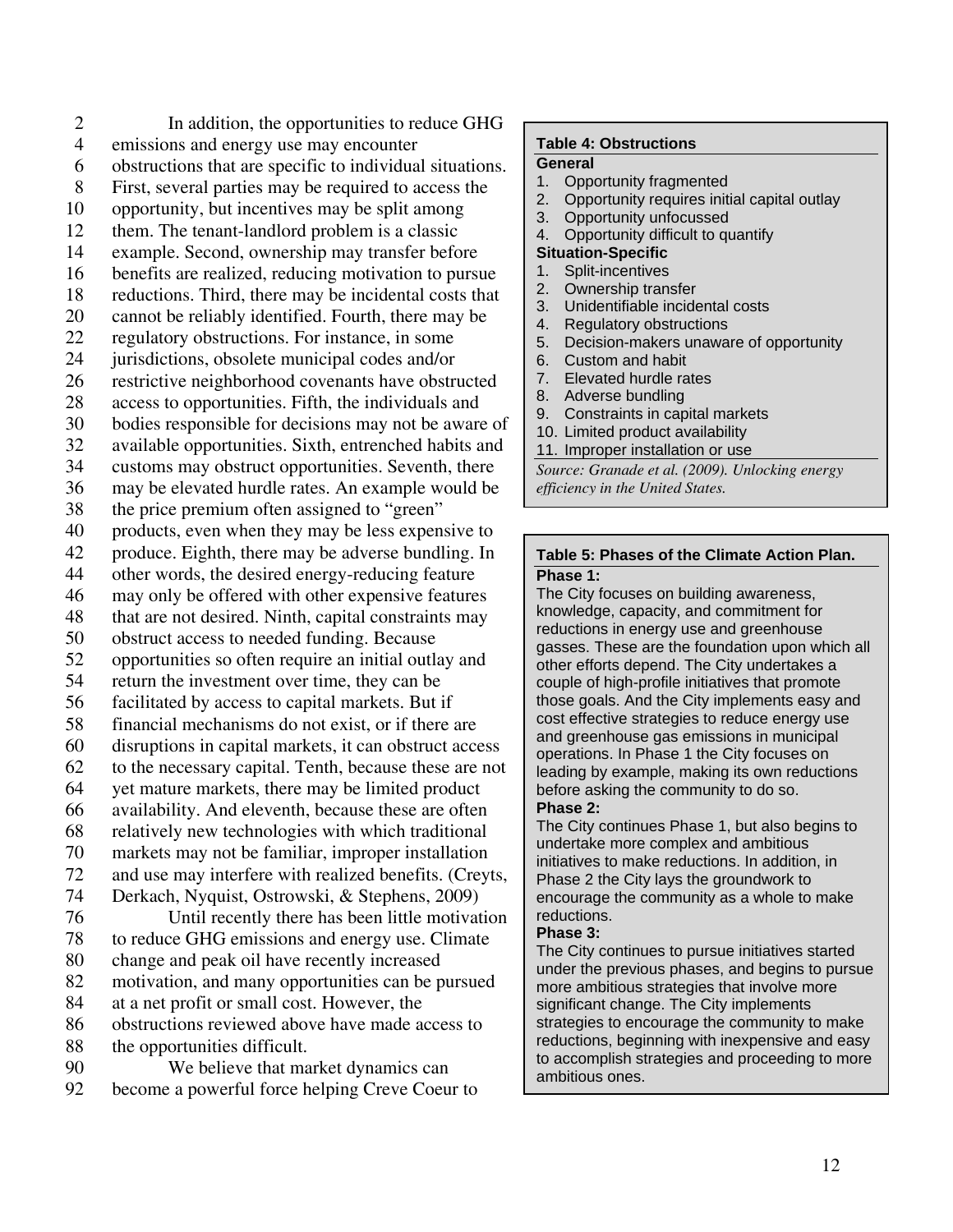In addition, the opportunities to reduce GHG emissions and energy use may encounter obstructions that are specific to individual situations. First, several parties may be required to access the opportunity, but incentives may be split among them. The tenant-landlord problem is a classic example. Second, ownership may transfer before benefits are realized, reducing motivation to pursue reductions. Third, there may be incidental costs that cannot be reliably identified. Fourth, there may be regulatory obstructions. For instance, in some jurisdictions, obsolete municipal codes and/or restrictive neighborhood covenants have obstructed access to opportunities. Fifth, the individuals and bodies responsible for decisions may not be aware of available opportunities. Sixth, entrenched habits and customs may obstruct opportunities. Seventh, there may be elevated hurdle rates. An example would be the price premium often assigned to "green" products, even when they may be less expensive to produce. Eighth, there may be adverse bundling. In other words, the desired energy-reducing feature may only be offered with other expensive features that are not desired. Ninth, capital constraints may obstruct access to needed funding. Because opportunities so often require an initial outlay and return the investment over time, they can be facilitated by access to capital markets. But if financial mechanisms do not exist, or if there are disruptions in capital markets, it can obstruct access to the necessary capital. Tenth, because these are not yet mature markets, there may be limited product availability. And eleventh, because these are often relatively new technologies with which traditional markets may not be familiar, improper installation and use may interfere with realized benefits. (Creyts, Derkach, Nyquist, Ostrowski, & Stephens, 2009)

Until recently there has been little motivation to reduce GHG emissions and energy use. Climate change and peak oil have recently increased motivation, and many opportunities can be pursued at a net profit or small cost. However, the obstructions reviewed above have made access to the opportunities difficult.

We believe that market dynamics can become a powerful force helping Creve Coeur to

**Table 4: Obstructions**

**General**

1. Opportunity fragmented
2. Opportunity requires initial capital outlay
3. Opportunity unfocussed
4. Opportunity difficult to quantify

**Situation-Specific**

1. Split-incentives
2. Ownership transfer
3. Unidentifiable incidental costs
4. Regulatory obstructions
5. Decision-makers unaware of opportunity
6. Custom and habit
7. Elevated hurdle rates
8. Adverse bundling
9. Constraints in capital markets
10. Limited product availability
11. Improper installation or use

*Source: Granade et al. (2009). Unlocking energy efficiency in the United States.*

**Table 5: Phases of the Climate Action Plan.**

**Phase 1:**
The City focuses on building awareness, knowledge, capacity, and commitment for reductions in energy use and greenhouse gasses. These are the foundation upon which all other efforts depend. The City undertakes a couple of high-profile initiatives that promote those goals. And the City implements easy and cost effective strategies to reduce energy use and greenhouse gas emissions in municipal operations. In Phase 1 the City focuses on leading by example, making its own reductions before asking the community to do so.

**Phase 2:**
The City continues Phase 1, but also begins to undertake more complex and ambitious initiatives to make reductions. In addition, in Phase 2 the City lays the groundwork to encourage the community as a whole to make reductions.

**Phase 3:**
The City continues to pursue initiatives started under the previous phases, and begins to pursue more ambitious strategies that involve more significant change. The City implements strategies to encourage the community to make reductions, beginning with inexpensive and easy to accomplish strategies and proceeding to more ambitious ones.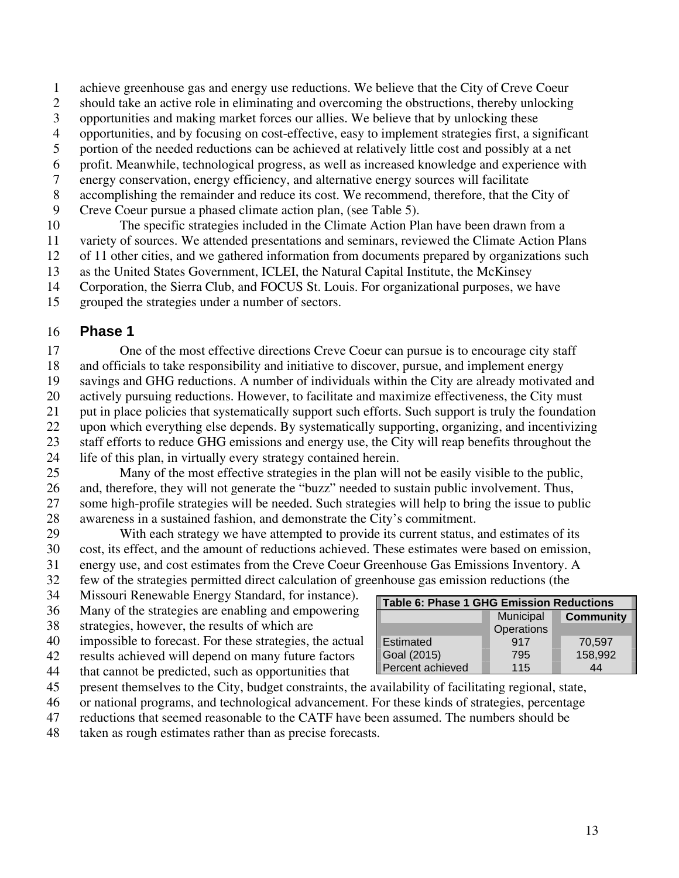achieve greenhouse gas and energy use reductions. We believe that the City of Creve Coeur should take an active role in eliminating and overcoming the obstructions, thereby unlocking opportunities and making market forces our allies. We believe that by unlocking these opportunities, and by focusing on cost-effective, easy to implement strategies first, a significant portion of the needed reductions can be achieved at relatively little cost and possibly at a net profit. Meanwhile, technological progress, as well as increased knowledge and experience with energy conservation, energy efficiency, and alternative energy sources will facilitate accomplishing the remainder and reduce its cost. We recommend, therefore, that the City of Creve Coeur pursue a phased climate action plan, (see Table 5).

The specific strategies included in the Climate Action Plan have been drawn from a variety of sources. We attended presentations and seminars, reviewed the Climate Action Plans of 11 other cities, and we gathered information from documents prepared by organizations such as the United States Government, ICLEI, the Natural Capital Institute, the McKinsey Corporation, the Sierra Club, and FOCUS St. Louis. For organizational purposes, we have grouped the strategies under a number of sectors.

## Phase 1

One of the most effective directions Creve Coeur can pursue is to encourage city staff and officials to take responsibility and initiative to discover, pursue, and implement energy savings and GHG reductions. A number of individuals within the City are already motivated and actively pursuing reductions. However, to facilitate and maximize effectiveness, the City must put in place policies that systematically support such efforts. Such support is truly the foundation upon which everything else depends. By systematically supporting, organizing, and incentivizing staff efforts to reduce GHG emissions and energy use, the City will reap benefits throughout the life of this plan, in virtually every strategy contained herein.

Many of the most effective strategies in the plan will not be easily visible to the public, and, therefore, they will not generate the "buzz" needed to sustain public involvement. Thus, some high-profile strategies will be needed. Such strategies will help to bring the issue to public awareness in a sustained fashion, and demonstrate the City's commitment.

With each strategy we have attempted to provide its current status, and estimates of its cost, its effect, and the amount of reductions achieved. These estimates were based on emission, energy use, and cost estimates from the Creve Coeur Greenhouse Gas Emissions Inventory. A few of the strategies permitted direct calculation of greenhouse gas emission reductions (the Missouri Renewable Energy Standard, for instance). Many of the strategies are enabling and empowering strategies, however, the results of which are impossible to forecast. For these strategies, the actual results achieved will depend on many future factors that cannot be predicted, such as opportunities that present themselves to the City, budget constraints, the availability of facilitating regional, state, or national programs, and technological advancement. For these kinds of strategies, percentage reductions that seemed reasonable to the CATF have been assumed. The numbers should be taken as rough estimates rather than as precise forecasts.

**Table 6: Phase 1 GHG Emission Reductions**

| | Municipal Operations | **Community** |
|---|---|---|
| Estimated | 917 | 70,597 |
| Goal (2015) | 795 | 158,992 |
| Percent achieved | 115 | 44 |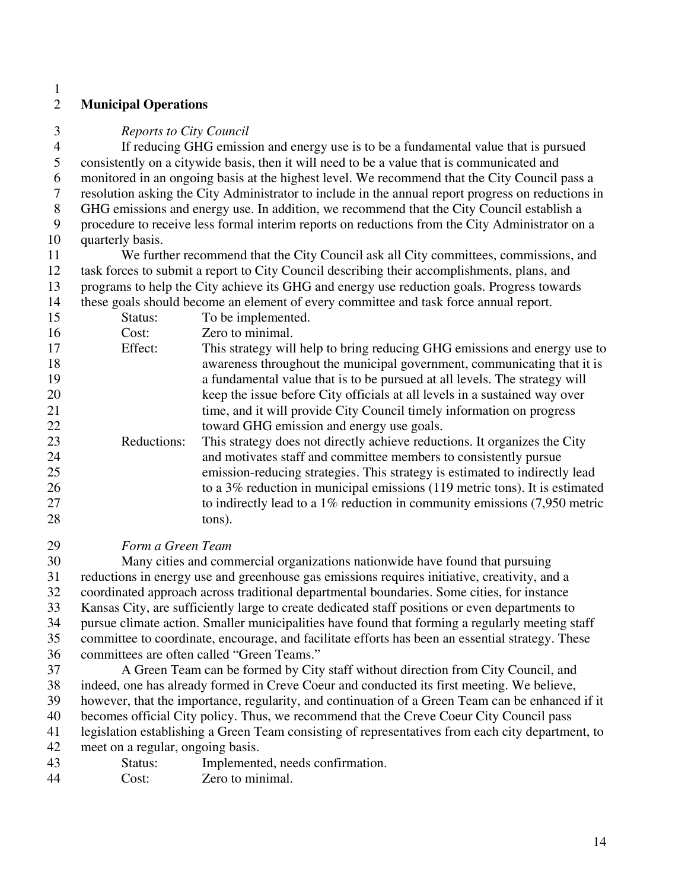## Municipal Operations

*Reports to City Council*

If reducing GHG emission and energy use is to be a fundamental value that is pursued consistently on a citywide basis, then it will need to be a value that is communicated and monitored in an ongoing basis at the highest level. We recommend that the City Council pass a resolution asking the City Administrator to include in the annual report progress on reductions in GHG emissions and energy use. In addition, we recommend that the City Council establish a procedure to receive less formal interim reports on reductions from the City Administrator on a quarterly basis.

We further recommend that the City Council ask all City committees, commissions, and task forces to submit a report to City Council describing their accomplishments, plans, and programs to help the City achieve its GHG and energy use reduction goals. Progress towards these goals should become an element of every committee and task force annual report.

Status: To be implemented.

Cost: Zero to minimal.

Effect: This strategy will help to bring reducing GHG emissions and energy use to awareness throughout the municipal government, communicating that it is a fundamental value that is to be pursued at all levels. The strategy will keep the issue before City officials at all levels in a sustained way over time, and it will provide City Council timely information on progress toward GHG emission and energy use goals.

Reductions: This strategy does not directly achieve reductions. It organizes the City and motivates staff and committee members to consistently pursue emission-reducing strategies. This strategy is estimated to indirectly lead to a 3% reduction in municipal emissions (119 metric tons). It is estimated to indirectly lead to a 1% reduction in community emissions (7,950 metric tons).

*Form a Green Team*

Many cities and commercial organizations nationwide have found that pursuing reductions in energy use and greenhouse gas emissions requires initiative, creativity, and a coordinated approach across traditional departmental boundaries. Some cities, for instance Kansas City, are sufficiently large to create dedicated staff positions or even departments to pursue climate action. Smaller municipalities have found that forming a regularly meeting staff committee to coordinate, encourage, and facilitate efforts has been an essential strategy. These committees are often called "Green Teams."

A Green Team can be formed by City staff without direction from City Council, and indeed, one has already formed in Creve Coeur and conducted its first meeting. We believe, however, that the importance, regularity, and continuation of a Green Team can be enhanced if it becomes official City policy. Thus, we recommend that the Creve Coeur City Council pass legislation establishing a Green Team consisting of representatives from each city department, to meet on a regular, ongoing basis.

Status: Implemented, needs confirmation.

Cost: Zero to minimal.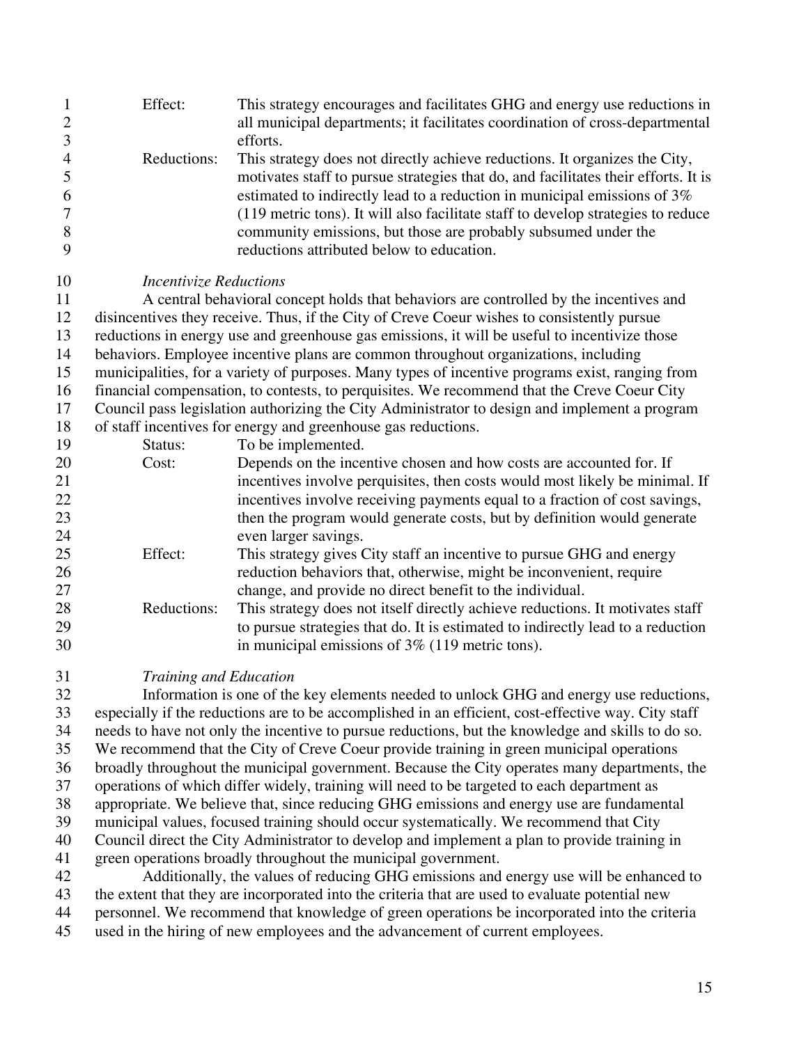Effect: This strategy encourages and facilitates GHG and energy use reductions in all municipal departments; it facilitates coordination of cross-departmental efforts.

Reductions: This strategy does not directly achieve reductions. It organizes the City, motivates staff to pursue strategies that do, and facilitates their efforts. It is estimated to indirectly lead to a reduction in municipal emissions of 3% (119 metric tons). It will also facilitate staff to develop strategies to reduce community emissions, but those are probably subsumed under the reductions attributed below to education.

*Incentivize Reductions*

A central behavioral concept holds that behaviors are controlled by the incentives and disincentives they receive. Thus, if the City of Creve Coeur wishes to consistently pursue reductions in energy use and greenhouse gas emissions, it will be useful to incentivize those behaviors. Employee incentive plans are common throughout organizations, including municipalities, for a variety of purposes. Many types of incentive programs exist, ranging from financial compensation, to contests, to perquisites. We recommend that the Creve Coeur City Council pass legislation authorizing the City Administrator to design and implement a program of staff incentives for energy and greenhouse gas reductions.

Status: To be implemented.

Cost: Depends on the incentive chosen and how costs are accounted for. If incentives involve perquisites, then costs would most likely be minimal. If incentives involve receiving payments equal to a fraction of cost savings, then the program would generate costs, but by definition would generate even larger savings.

Effect: This strategy gives City staff an incentive to pursue GHG and energy reduction behaviors that, otherwise, might be inconvenient, require change, and provide no direct benefit to the individual.

Reductions: This strategy does not itself directly achieve reductions. It motivates staff to pursue strategies that do. It is estimated to indirectly lead to a reduction in municipal emissions of 3% (119 metric tons).

*Training and Education*

Information is one of the key elements needed to unlock GHG and energy use reductions, especially if the reductions are to be accomplished in an efficient, cost-effective way. City staff needs to have not only the incentive to pursue reductions, but the knowledge and skills to do so. We recommend that the City of Creve Coeur provide training in green municipal operations broadly throughout the municipal government. Because the City operates many departments, the operations of which differ widely, training will need to be targeted to each department as appropriate. We believe that, since reducing GHG emissions and energy use are fundamental municipal values, focused training should occur systematically. We recommend that City Council direct the City Administrator to develop and implement a plan to provide training in green operations broadly throughout the municipal government.

Additionally, the values of reducing GHG emissions and energy use will be enhanced to the extent that they are incorporated into the criteria that are used to evaluate potential new personnel. We recommend that knowledge of green operations be incorporated into the criteria used in the hiring of new employees and the advancement of current employees.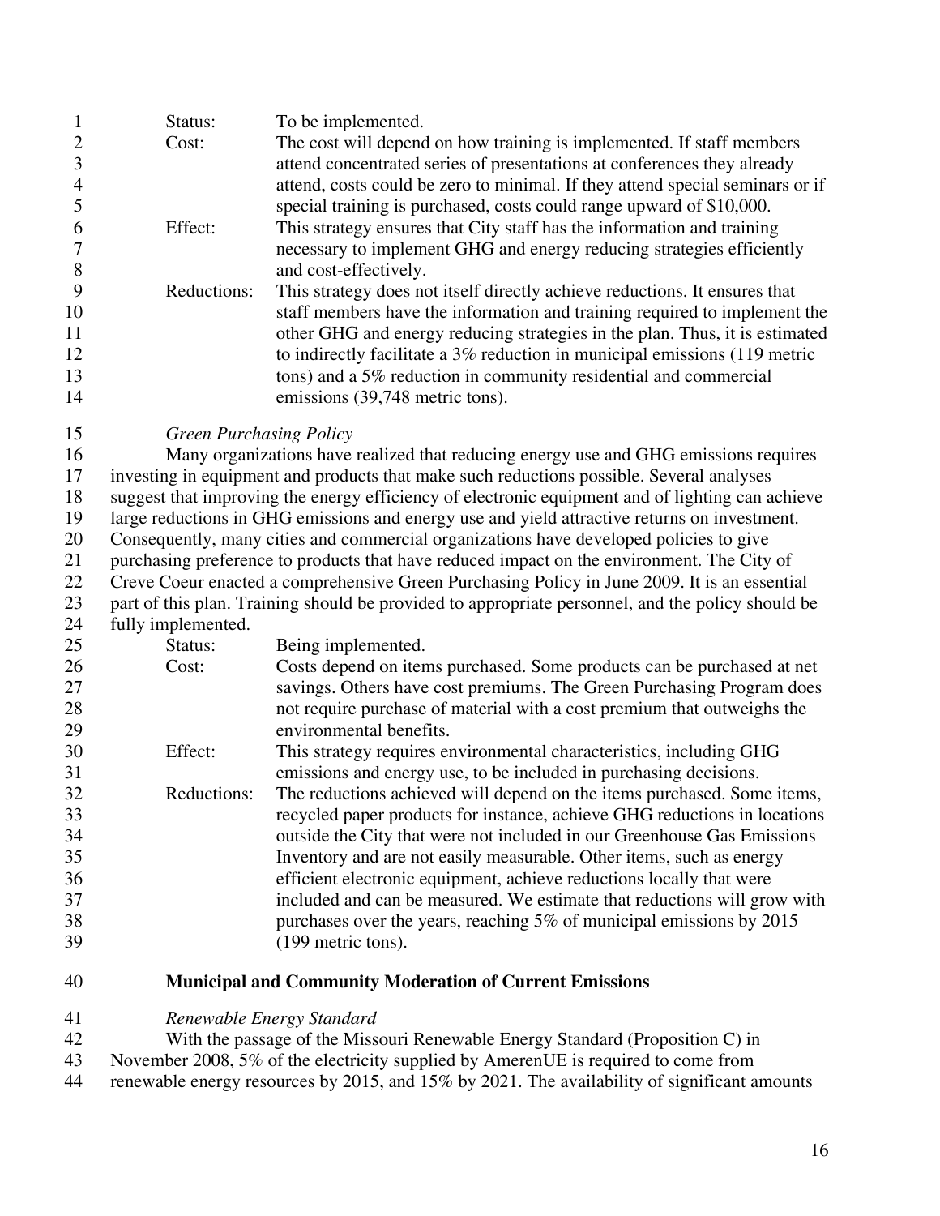Status: To be implemented.

Cost: The cost will depend on how training is implemented. If staff members attend concentrated series of presentations at conferences they already attend, costs could be zero to minimal. If they attend special seminars or if special training is purchased, costs could range upward of $10,000.

Effect: This strategy ensures that City staff has the information and training necessary to implement GHG and energy reducing strategies efficiently and cost-effectively.

Reductions: This strategy does not itself directly achieve reductions. It ensures that staff members have the information and training required to implement the other GHG and energy reducing strategies in the plan. Thus, it is estimated to indirectly facilitate a 3% reduction in municipal emissions (119 metric tons) and a 5% reduction in community residential and commercial emissions (39,748 metric tons).

*Green Purchasing Policy*

Many organizations have realized that reducing energy use and GHG emissions requires investing in equipment and products that make such reductions possible. Several analyses suggest that improving the energy efficiency of electronic equipment and of lighting can achieve large reductions in GHG emissions and energy use and yield attractive returns on investment. Consequently, many cities and commercial organizations have developed policies to give purchasing preference to products that have reduced impact on the environment. The City of Creve Coeur enacted a comprehensive Green Purchasing Policy in June 2009. It is an essential part of this plan. Training should be provided to appropriate personnel, and the policy should be fully implemented.

Status: Being implemented.

Cost: Costs depend on items purchased. Some products can be purchased at net savings. Others have cost premiums. The Green Purchasing Program does not require purchase of material with a cost premium that outweighs the environmental benefits.

Effect: This strategy requires environmental characteristics, including GHG emissions and energy use, to be included in purchasing decisions.

Reductions: The reductions achieved will depend on the items purchased. Some items, recycled paper products for instance, achieve GHG reductions in locations outside the City that were not included in our Greenhouse Gas Emissions Inventory and are not easily measurable. Other items, such as energy efficient electronic equipment, achieve reductions locally that were included and can be measured. We estimate that reductions will grow with purchases over the years, reaching 5% of municipal emissions by 2015 (199 metric tons).

**Municipal and Community Moderation of Current Emissions**

*Renewable Energy Standard*

With the passage of the Missouri Renewable Energy Standard (Proposition C) in November 2008, 5% of the electricity supplied by AmerenUE is required to come from renewable energy resources by 2015, and 15% by 2021. The availability of significant amounts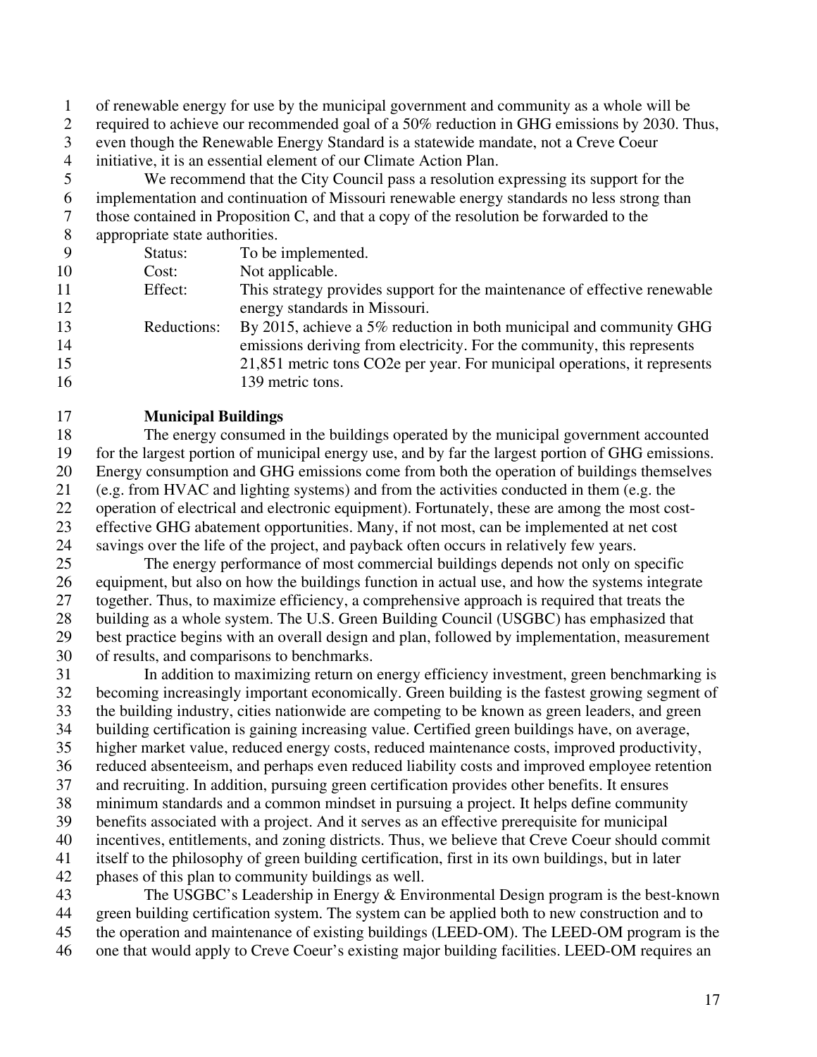of renewable energy for use by the municipal government and community as a whole will be required to achieve our recommended goal of a 50% reduction in GHG emissions by 2030. Thus, even though the Renewable Energy Standard is a statewide mandate, not a Creve Coeur initiative, it is an essential element of our Climate Action Plan.

We recommend that the City Council pass a resolution expressing its support for the implementation and continuation of Missouri renewable energy standards no less strong than those contained in Proposition C, and that a copy of the resolution be forwarded to the appropriate state authorities.

| | |
|---|---|
| Status: | To be implemented. |
| Cost: | Not applicable. |
| Effect: | This strategy provides support for the maintenance of effective renewable energy standards in Missouri. |
| Reductions: | By 2015, achieve a 5% reduction in both municipal and community GHG emissions deriving from electricity. For the community, this represents 21,851 metric tons $CO_2e$ per year. For municipal operations, it represents 139 metric tons. |

**Municipal Buildings**

The energy consumed in the buildings operated by the municipal government accounted for the largest portion of municipal energy use, and by far the largest portion of GHG emissions. Energy consumption and GHG emissions come from both the operation of buildings themselves (e.g. from HVAC and lighting systems) and from the activities conducted in them (e.g. the operation of electrical and electronic equipment). Fortunately, these are among the most cost-effective GHG abatement opportunities. Many, if not most, can be implemented at net cost savings over the life of the project, and payback often occurs in relatively few years.

The energy performance of most commercial buildings depends not only on specific equipment, but also on how the buildings function in actual use, and how the systems integrate together. Thus, to maximize efficiency, a comprehensive approach is required that treats the building as a whole system. The U.S. Green Building Council (USGBC) has emphasized that best practice begins with an overall design and plan, followed by implementation, measurement of results, and comparisons to benchmarks.

In addition to maximizing return on energy efficiency investment, green benchmarking is becoming increasingly important economically. Green building is the fastest growing segment of the building industry, cities nationwide are competing to be known as green leaders, and green building certification is gaining increasing value. Certified green buildings have, on average, higher market value, reduced energy costs, reduced maintenance costs, improved productivity, reduced absenteeism, and perhaps even reduced liability costs and improved employee retention and recruiting. In addition, pursuing green certification provides other benefits. It ensures minimum standards and a common mindset in pursuing a project. It helps define community benefits associated with a project. And it serves as an effective prerequisite for municipal incentives, entitlements, and zoning districts. Thus, we believe that Creve Coeur should commit itself to the philosophy of green building certification, first in its own buildings, but in later phases of this plan to community buildings as well.

The USGBC's Leadership in Energy & Environmental Design program is the best-known green building certification system. The system can be applied both to new construction and to the operation and maintenance of existing buildings (LEED-OM). The LEED-OM program is the one that would apply to Creve Coeur's existing major building facilities. LEED-OM requires an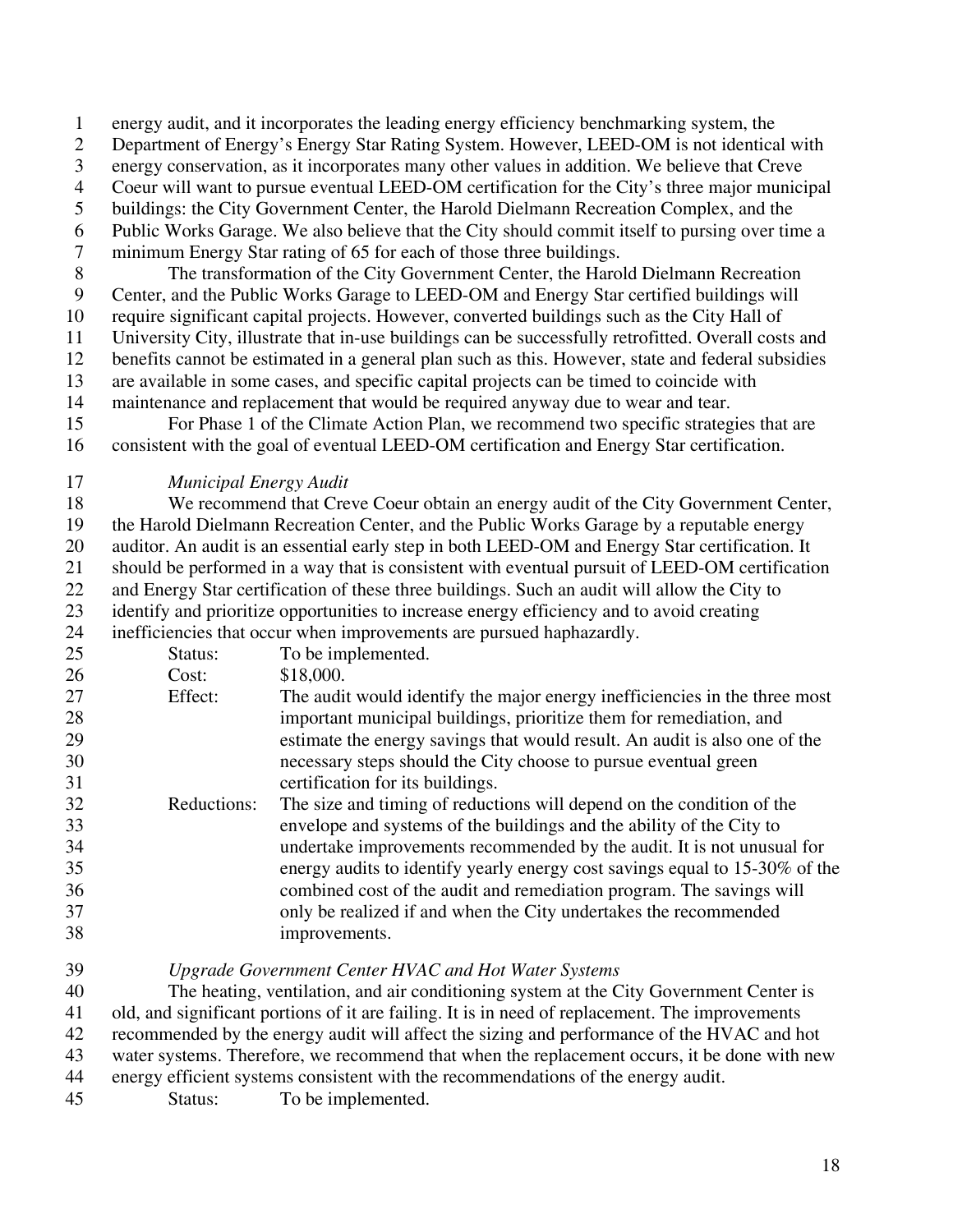energy audit, and it incorporates the leading energy efficiency benchmarking system, the Department of Energy's Energy Star Rating System. However, LEED-OM is not identical with energy conservation, as it incorporates many other values in addition. We believe that Creve Coeur will want to pursue eventual LEED-OM certification for the City's three major municipal buildings: the City Government Center, the Harold Dielmann Recreation Complex, and the Public Works Garage. We also believe that the City should commit itself to pursing over time a minimum Energy Star rating of 65 for each of those three buildings.

The transformation of the City Government Center, the Harold Dielmann Recreation Center, and the Public Works Garage to LEED-OM and Energy Star certified buildings will require significant capital projects. However, converted buildings such as the City Hall of University City, illustrate that in-use buildings can be successfully retrofitted. Overall costs and benefits cannot be estimated in a general plan such as this. However, state and federal subsidies are available in some cases, and specific capital projects can be timed to coincide with maintenance and replacement that would be required anyway due to wear and tear.

For Phase 1 of the Climate Action Plan, we recommend two specific strategies that are consistent with the goal of eventual LEED-OM certification and Energy Star certification.

*Municipal Energy Audit*

We recommend that Creve Coeur obtain an energy audit of the City Government Center, the Harold Dielmann Recreation Center, and the Public Works Garage by a reputable energy auditor. An audit is an essential early step in both LEED-OM and Energy Star certification. It should be performed in a way that is consistent with eventual pursuit of LEED-OM certification and Energy Star certification of these three buildings. Such an audit will allow the City to identify and prioritize opportunities to increase energy efficiency and to avoid creating inefficiencies that occur when improvements are pursued haphazardly.

Status: To be implemented.

Cost: \$18,000.

Effect: The audit would identify the major energy inefficiencies in the three most important municipal buildings, prioritize them for remediation, and estimate the energy savings that would result. An audit is also one of the necessary steps should the City choose to pursue eventual green certification for its buildings.

Reductions: The size and timing of reductions will depend on the condition of the envelope and systems of the buildings and the ability of the City to undertake improvements recommended by the audit. It is not unusual for energy audits to identify yearly energy cost savings equal to 15-30% of the combined cost of the audit and remediation program. The savings will only be realized if and when the City undertakes the recommended improvements.

*Upgrade Government Center HVAC and Hot Water Systems*

The heating, ventilation, and air conditioning system at the City Government Center is old, and significant portions of it are failing. It is in need of replacement. The improvements recommended by the energy audit will affect the sizing and performance of the HVAC and hot water systems. Therefore, we recommend that when the replacement occurs, it be done with new energy efficient systems consistent with the recommendations of the energy audit.

Status: To be implemented.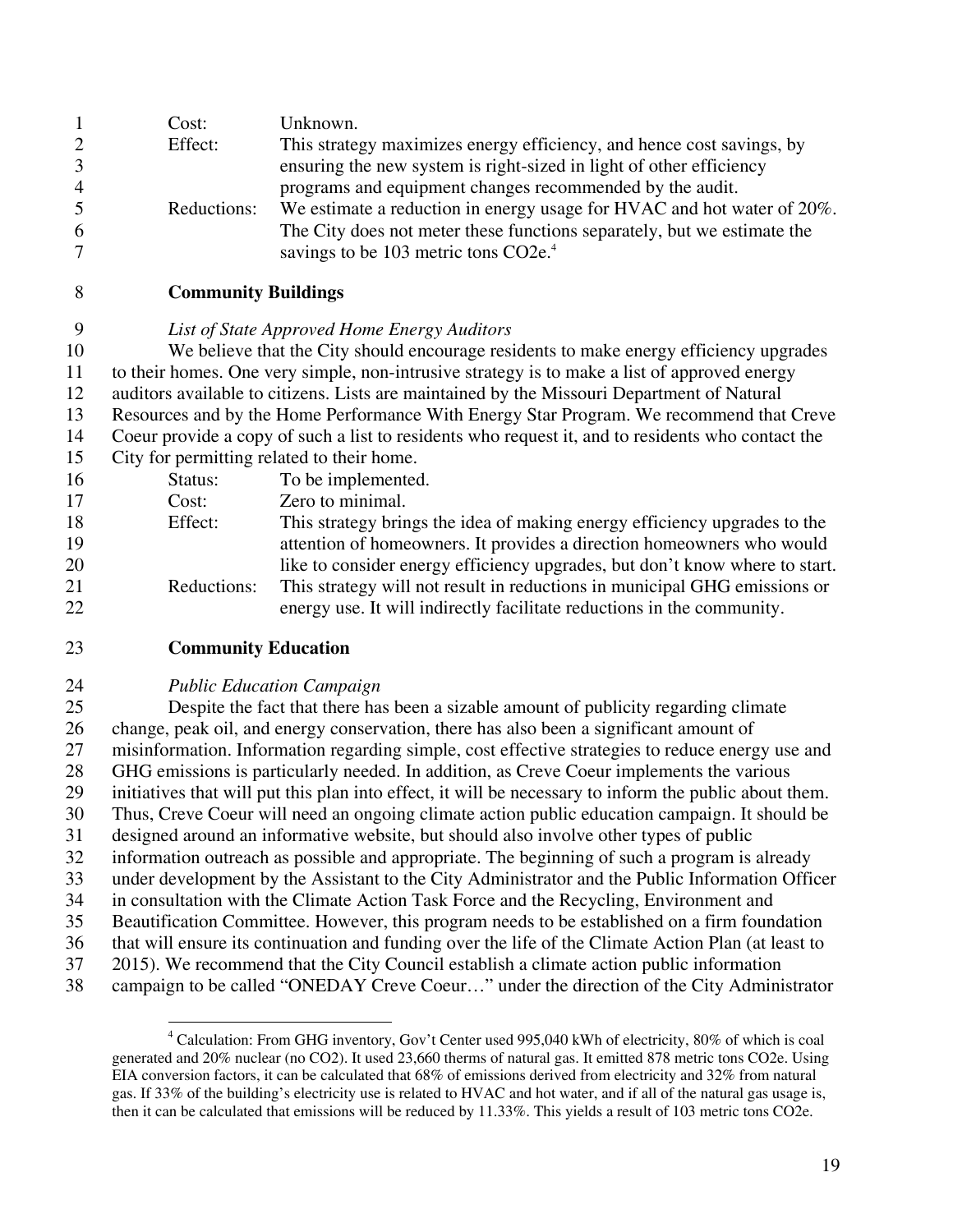Cost: Unknown.

Effect: This strategy maximizes energy efficiency, and hence cost savings, by ensuring the new system is right-sized in light of other efficiency programs and equipment changes recommended by the audit.

Reductions: We estimate a reduction in energy usage for HVAC and hot water of 20%. The City does not meter these functions separately, but we estimate the savings to be 103 metric tons CO2e.[4]

**Community Buildings**

*List of State Approved Home Energy Auditors*

We believe that the City should encourage residents to make energy efficiency upgrades to their homes. One very simple, non-intrusive strategy is to make a list of approved energy auditors available to citizens. Lists are maintained by the Missouri Department of Natural Resources and by the Home Performance With Energy Star Program. We recommend that Creve Coeur provide a copy of such a list to residents who request it, and to residents who contact the City for permitting related to their home.

Status: To be implemented.

Cost: Zero to minimal.

Effect: This strategy brings the idea of making energy efficiency upgrades to the attention of homeowners. It provides a direction homeowners who would like to consider energy efficiency upgrades, but don't know where to start.

Reductions: This strategy will not result in reductions in municipal GHG emissions or energy use. It will indirectly facilitate reductions in the community.

**Community Education**

*Public Education Campaign*

Despite the fact that there has been a sizable amount of publicity regarding climate change, peak oil, and energy conservation, there has also been a significant amount of misinformation. Information regarding simple, cost effective strategies to reduce energy use and GHG emissions is particularly needed. In addition, as Creve Coeur implements the various initiatives that will put this plan into effect, it will be necessary to inform the public about them. Thus, Creve Coeur will need an ongoing climate action public education campaign. It should be designed around an informative website, but should also involve other types of public information outreach as possible and appropriate. The beginning of such a program is already under development by the Assistant to the City Administrator and the Public Information Officer in consultation with the Climate Action Task Force and the Recycling, Environment and Beautification Committee. However, this program needs to be established on a firm foundation that will ensure its continuation and funding over the life of the Climate Action Plan (at least to 2015). We recommend that the City Council establish a climate action public information campaign to be called "ONEDAY Creve Coeur…" under the direction of the City Administrator

[4] Calculation: From GHG inventory, Gov't Center used 995,040 kWh of electricity, 80% of which is coal generated and 20% nuclear (no CO2). It used 23,660 therms of natural gas. It emitted 878 metric tons CO2e. Using EIA conversion factors, it can be calculated that 68% of emissions derived from electricity and 32% from natural gas. If 33% of the building's electricity use is related to HVAC and hot water, and if all of the natural gas usage is, then it can be calculated that emissions will be reduced by 11.33%. This yields a result of 103 metric tons CO2e.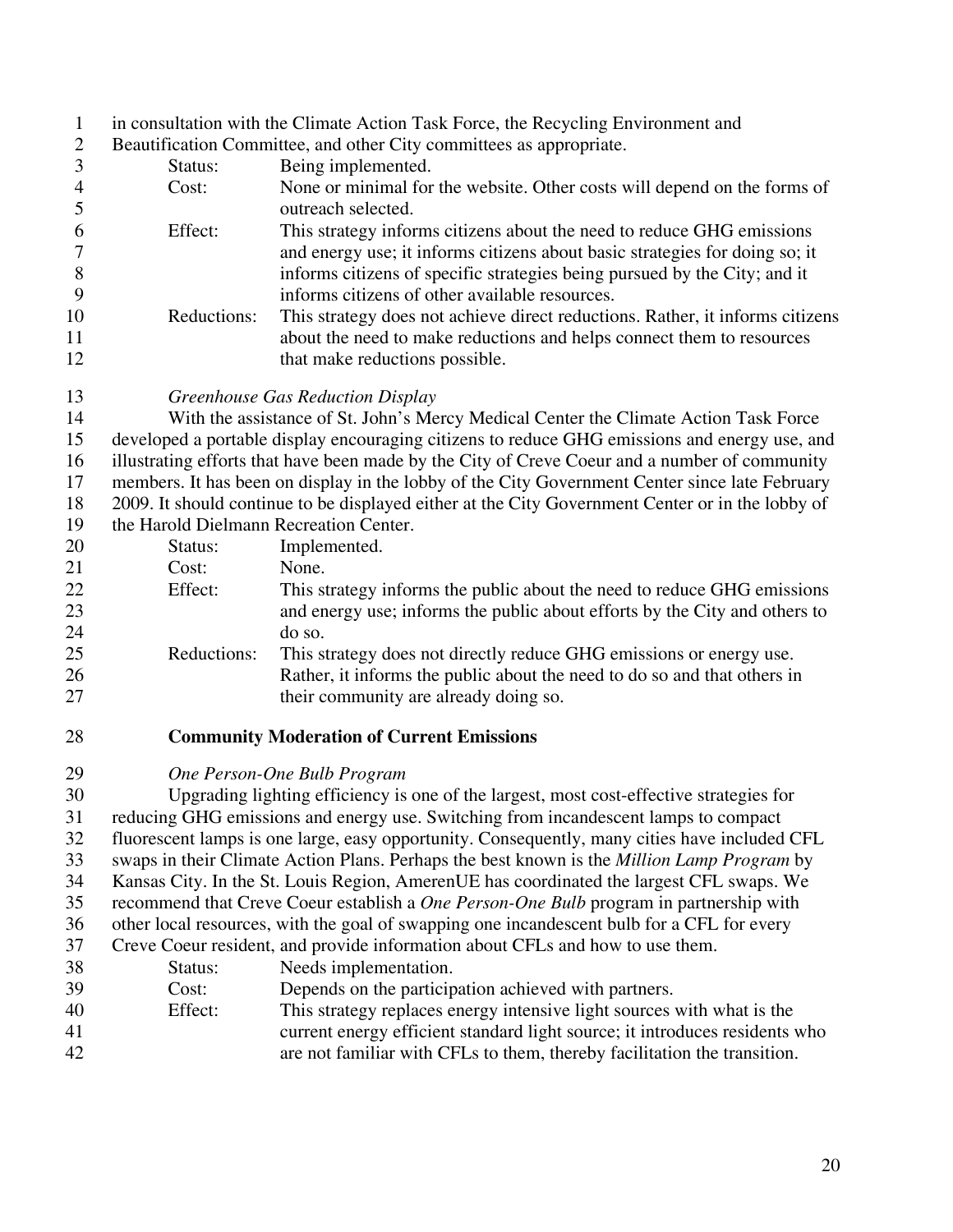in consultation with the Climate Action Task Force, the Recycling Environment and Beautification Committee, and other City committees as appropriate.

Status: Being implemented.

Cost: None or minimal for the website. Other costs will depend on the forms of outreach selected.

Effect: This strategy informs citizens about the need to reduce GHG emissions and energy use; it informs citizens about basic strategies for doing so; it informs citizens of specific strategies being pursued by the City; and it informs citizens of other available resources.

Reductions: This strategy does not achieve direct reductions. Rather, it informs citizens about the need to make reductions and helps connect them to resources that make reductions possible.

*Greenhouse Gas Reduction Display*

With the assistance of St. John's Mercy Medical Center the Climate Action Task Force developed a portable display encouraging citizens to reduce GHG emissions and energy use, and illustrating efforts that have been made by the City of Creve Coeur and a number of community members. It has been on display in the lobby of the City Government Center since late February 2009. It should continue to be displayed either at the City Government Center or in the lobby of the Harold Dielmann Recreation Center.

Status: Implemented.

Cost: None.

Effect: This strategy informs the public about the need to reduce GHG emissions and energy use; informs the public about efforts by the City and others to do so.

Reductions: This strategy does not directly reduce GHG emissions or energy use. Rather, it informs the public about the need to do so and that others in their community are already doing so.

**Community Moderation of Current Emissions**

*One Person-One Bulb Program*

Upgrading lighting efficiency is one of the largest, most cost-effective strategies for reducing GHG emissions and energy use. Switching from incandescent lamps to compact fluorescent lamps is one large, easy opportunity. Consequently, many cities have included CFL swaps in their Climate Action Plans. Perhaps the best known is the *Million Lamp Program* by Kansas City. In the St. Louis Region, AmerenUE has coordinated the largest CFL swaps. We recommend that Creve Coeur establish a *One Person-One Bulb* program in partnership with other local resources, with the goal of swapping one incandescent bulb for a CFL for every Creve Coeur resident, and provide information about CFLs and how to use them.

Status: Needs implementation.

Cost: Depends on the participation achieved with partners.

Effect: This strategy replaces energy intensive light sources with what is the current energy efficient standard light source; it introduces residents who are not familiar with CFLs to them, thereby facilitation the transition.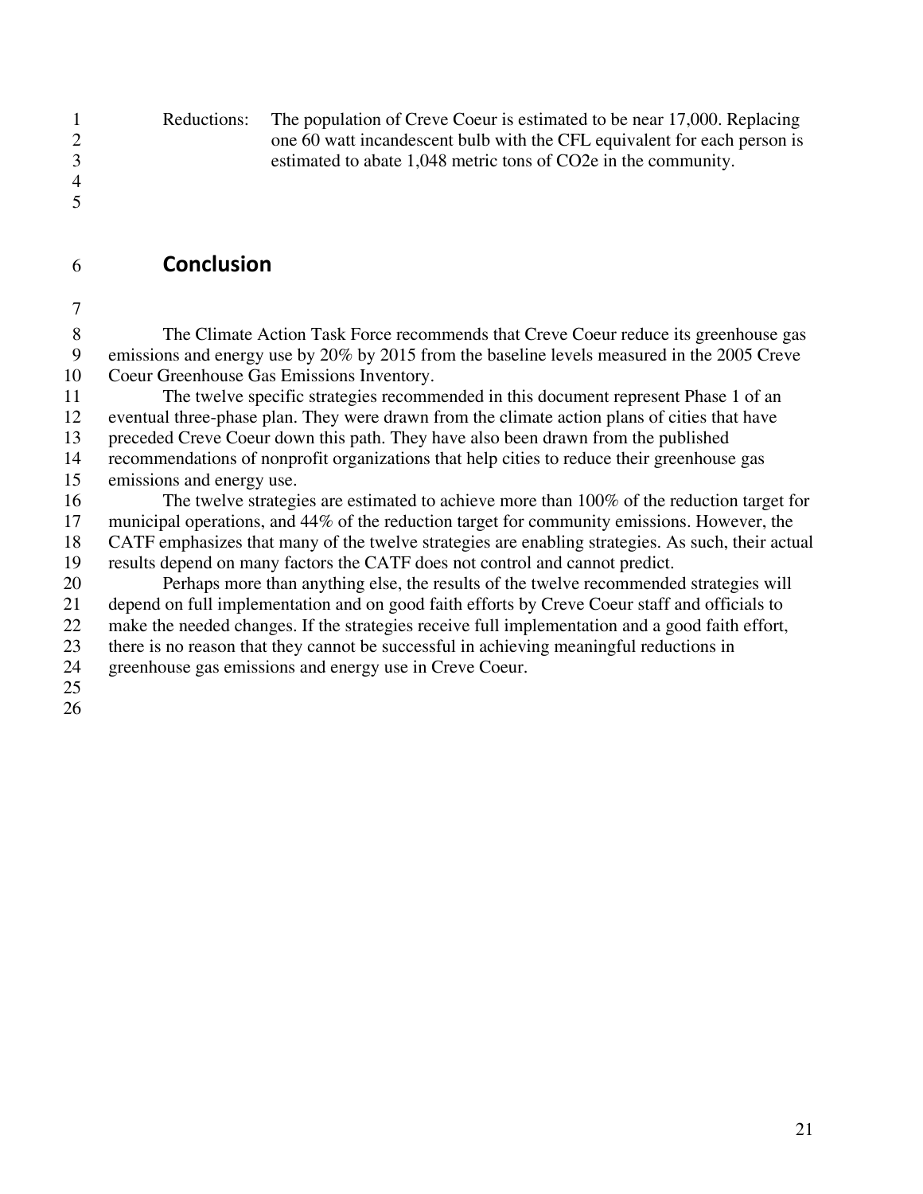Reductions: The population of Creve Coeur is estimated to be near 17,000. Replacing one 60 watt incandescent bulb with the CFL equivalent for each person is estimated to abate 1,048 metric tons of CO2e in the community.

## Conclusion

The Climate Action Task Force recommends that Creve Coeur reduce its greenhouse gas emissions and energy use by 20% by 2015 from the baseline levels measured in the 2005 Creve Coeur Greenhouse Gas Emissions Inventory.

The twelve specific strategies recommended in this document represent Phase 1 of an eventual three-phase plan. They were drawn from the climate action plans of cities that have preceded Creve Coeur down this path. They have also been drawn from the published recommendations of nonprofit organizations that help cities to reduce their greenhouse gas emissions and energy use.

The twelve strategies are estimated to achieve more than 100% of the reduction target for municipal operations, and 44% of the reduction target for community emissions. However, the CATF emphasizes that many of the twelve strategies are enabling strategies. As such, their actual results depend on many factors the CATF does not control and cannot predict.

Perhaps more than anything else, the results of the twelve recommended strategies will depend on full implementation and on good faith efforts by Creve Coeur staff and officials to make the needed changes. If the strategies receive full implementation and a good faith effort, there is no reason that they cannot be successful in achieving meaningful reductions in greenhouse gas emissions and energy use in Creve Coeur.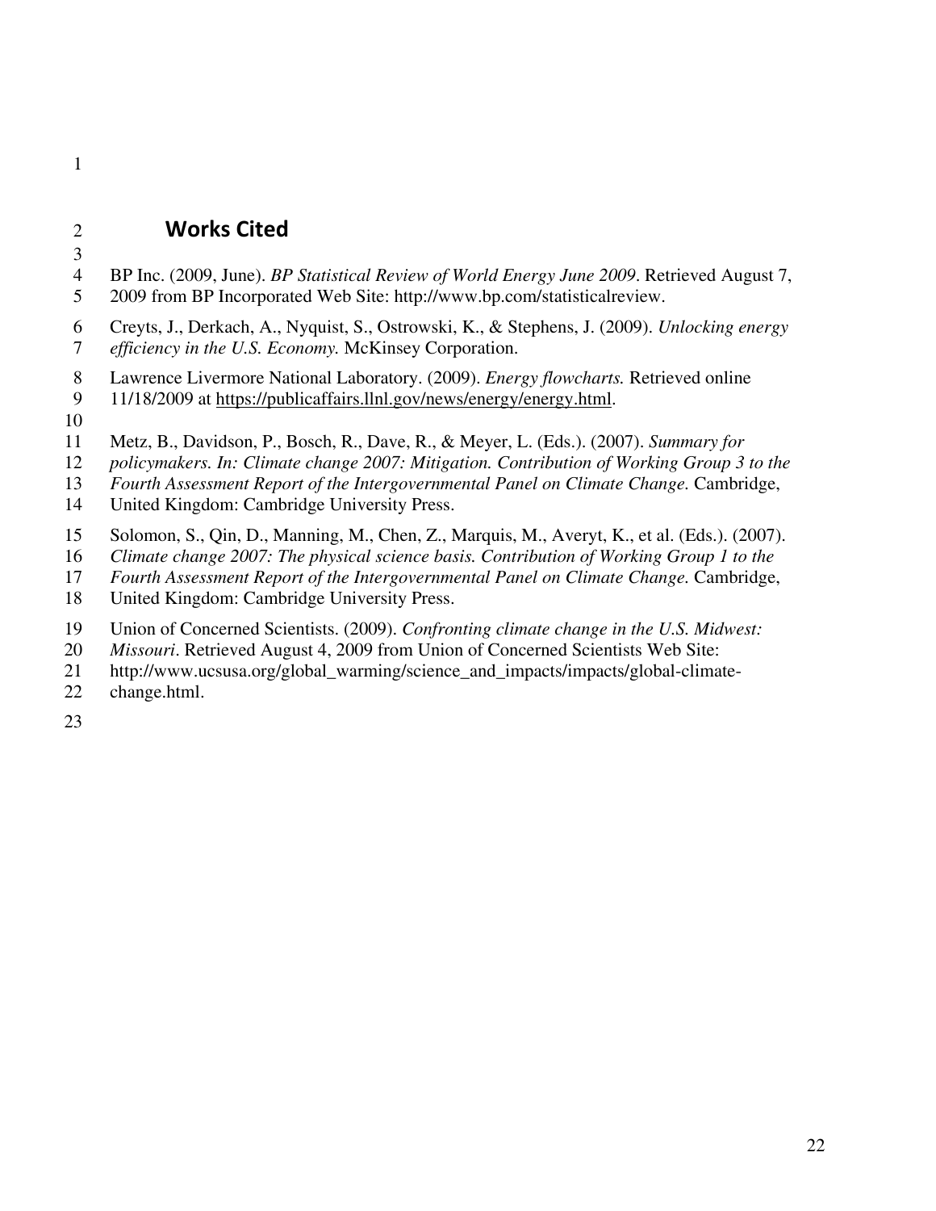## Works Cited

BP Inc. (2009, June). *BP Statistical Review of World Energy June 2009*. Retrieved August 7, 2009 from BP Incorporated Web Site: http://www.bp.com/statisticalreview.

Creyts, J., Derkach, A., Nyquist, S., Ostrowski, K., & Stephens, J. (2009). *Unlocking energy efficiency in the U.S. Economy.* McKinsey Corporation.

Lawrence Livermore National Laboratory. (2009). *Energy flowcharts.* Retrieved online 11/18/2009 at https://publicaffairs.llnl.gov/news/energy/energy.html.

Metz, B., Davidson, P., Bosch, R., Dave, R., & Meyer, L. (Eds.). (2007). *Summary for policymakers. In: Climate change 2007: Mitigation. Contribution of Working Group 3 to the Fourth Assessment Report of the Intergovernmental Panel on Climate Change.* Cambridge, United Kingdom: Cambridge University Press.

Solomon, S., Qin, D., Manning, M., Chen, Z., Marquis, M., Averyt, K., et al. (Eds.). (2007). *Climate change 2007: The physical science basis. Contribution of Working Group 1 to the Fourth Assessment Report of the Intergovernmental Panel on Climate Change.* Cambridge, United Kingdom: Cambridge University Press.

Union of Concerned Scientists. (2009). *Confronting climate change in the U.S. Midwest: Missouri*. Retrieved August 4, 2009 from Union of Concerned Scientists Web Site: http://www.ucsusa.org/global_warming/science_and_impacts/impacts/global-climate-change.html.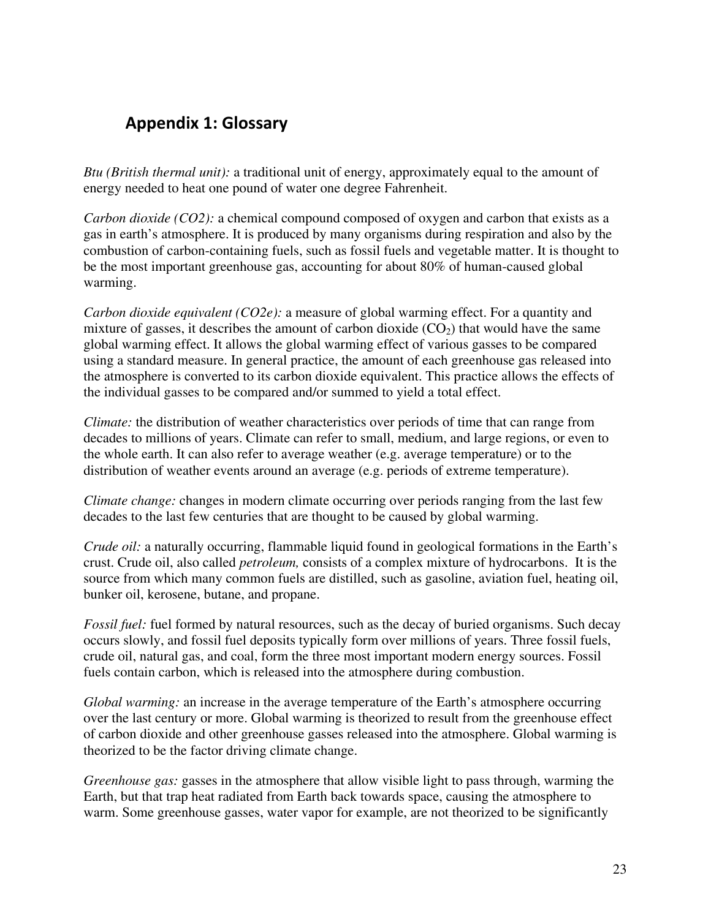## Appendix 1: Glossary

*Btu (British thermal unit):* a traditional unit of energy, approximately equal to the amount of energy needed to heat one pound of water one degree Fahrenheit.

*Carbon dioxide (CO2):* a chemical compound composed of oxygen and carbon that exists as a gas in earth's atmosphere. It is produced by many organisms during respiration and also by the combustion of carbon-containing fuels, such as fossil fuels and vegetable matter. It is thought to be the most important greenhouse gas, accounting for about 80% of human-caused global warming.

*Carbon dioxide equivalent (CO2e):* a measure of global warming effect. For a quantity and mixture of gasses, it describes the amount of carbon dioxide ($CO_2$) that would have the same global warming effect. It allows the global warming effect of various gasses to be compared using a standard measure. In general practice, the amount of each greenhouse gas released into the atmosphere is converted to its carbon dioxide equivalent. This practice allows the effects of the individual gasses to be compared and/or summed to yield a total effect.

*Climate:* the distribution of weather characteristics over periods of time that can range from decades to millions of years. Climate can refer to small, medium, and large regions, or even to the whole earth. It can also refer to average weather (e.g. average temperature) or to the distribution of weather events around an average (e.g. periods of extreme temperature).

*Climate change:* changes in modern climate occurring over periods ranging from the last few decades to the last few centuries that are thought to be caused by global warming.

*Crude oil:* a naturally occurring, flammable liquid found in geological formations in the Earth's crust. Crude oil, also called *petroleum,* consists of a complex mixture of hydrocarbons. It is the source from which many common fuels are distilled, such as gasoline, aviation fuel, heating oil, bunker oil, kerosene, butane, and propane.

*Fossil fuel:* fuel formed by natural resources, such as the decay of buried organisms. Such decay occurs slowly, and fossil fuel deposits typically form over millions of years. Three fossil fuels, crude oil, natural gas, and coal, form the three most important modern energy sources. Fossil fuels contain carbon, which is released into the atmosphere during combustion.

*Global warming:* an increase in the average temperature of the Earth's atmosphere occurring over the last century or more. Global warming is theorized to result from the greenhouse effect of carbon dioxide and other greenhouse gasses released into the atmosphere. Global warming is theorized to be the factor driving climate change.

*Greenhouse gas:* gasses in the atmosphere that allow visible light to pass through, warming the Earth, but that trap heat radiated from Earth back towards space, causing the atmosphere to warm. Some greenhouse gasses, water vapor for example, are not theorized to be significantly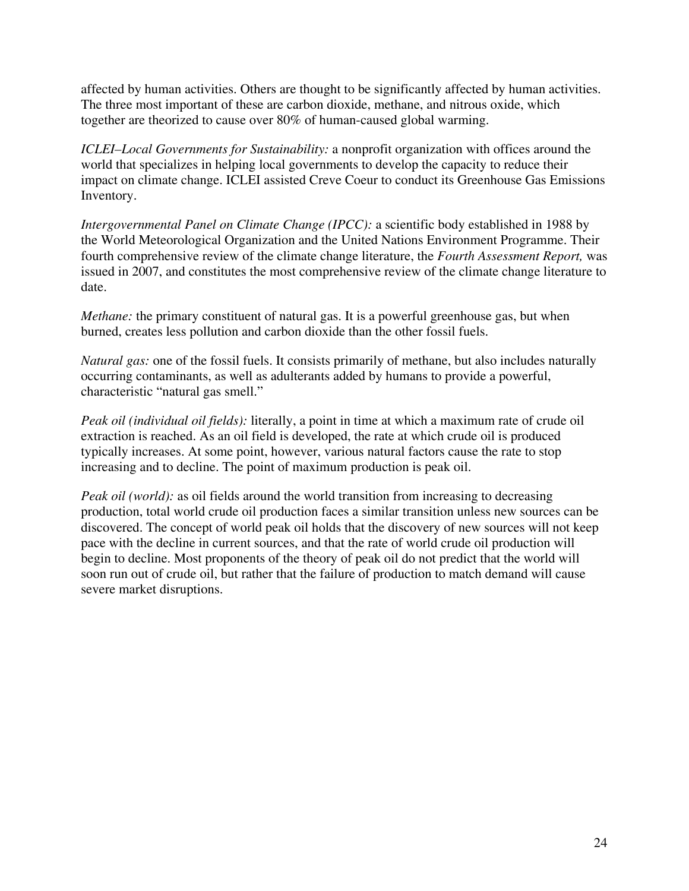affected by human activities. Others are thought to be significantly affected by human activities. The three most important of these are carbon dioxide, methane, and nitrous oxide, which together are theorized to cause over 80% of human-caused global warming.

*ICLEI–Local Governments for Sustainability:* a nonprofit organization with offices around the world that specializes in helping local governments to develop the capacity to reduce their impact on climate change. ICLEI assisted Creve Coeur to conduct its Greenhouse Gas Emissions Inventory.

*Intergovernmental Panel on Climate Change (IPCC):* a scientific body established in 1988 by the World Meteorological Organization and the United Nations Environment Programme. Their fourth comprehensive review of the climate change literature, the *Fourth Assessment Report,* was issued in 2007, and constitutes the most comprehensive review of the climate change literature to date.

*Methane:* the primary constituent of natural gas. It is a powerful greenhouse gas, but when burned, creates less pollution and carbon dioxide than the other fossil fuels.

*Natural gas:* one of the fossil fuels. It consists primarily of methane, but also includes naturally occurring contaminants, as well as adulterants added by humans to provide a powerful, characteristic "natural gas smell."

*Peak oil (individual oil fields):* literally, a point in time at which a maximum rate of crude oil extraction is reached. As an oil field is developed, the rate at which crude oil is produced typically increases. At some point, however, various natural factors cause the rate to stop increasing and to decline. The point of maximum production is peak oil.

*Peak oil (world):* as oil fields around the world transition from increasing to decreasing production, total world crude oil production faces a similar transition unless new sources can be discovered. The concept of world peak oil holds that the discovery of new sources will not keep pace with the decline in current sources, and that the rate of world crude oil production will begin to decline. Most proponents of the theory of peak oil do not predict that the world will soon run out of crude oil, but rather that the failure of production to match demand will cause severe market disruptions.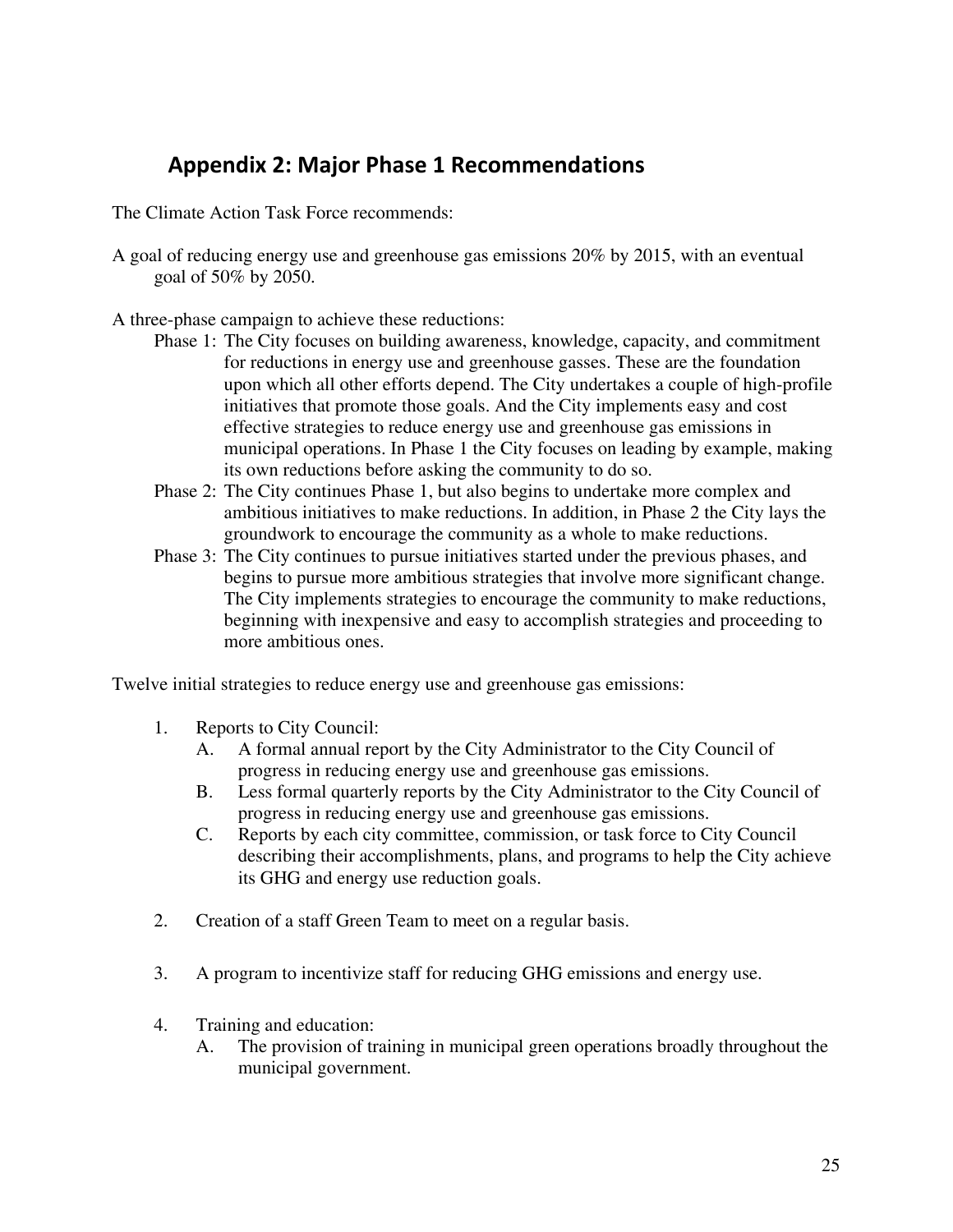## Appendix 2: Major Phase 1 Recommendations

The Climate Action Task Force recommends:

A goal of reducing energy use and greenhouse gas emissions 20% by 2015, with an eventual goal of 50% by 2050.

A three-phase campaign to achieve these reductions:

- Phase 1: The City focuses on building awareness, knowledge, capacity, and commitment for reductions in energy use and greenhouse gasses. These are the foundation upon which all other efforts depend. The City undertakes a couple of high-profile initiatives that promote those goals. And the City implements easy and cost effective strategies to reduce energy use and greenhouse gas emissions in municipal operations. In Phase 1 the City focuses on leading by example, making its own reductions before asking the community to do so.
- Phase 2: The City continues Phase 1, but also begins to undertake more complex and ambitious initiatives to make reductions. In addition, in Phase 2 the City lays the groundwork to encourage the community as a whole to make reductions.
- Phase 3: The City continues to pursue initiatives started under the previous phases, and begins to pursue more ambitious strategies that involve more significant change. The City implements strategies to encourage the community to make reductions, beginning with inexpensive and easy to accomplish strategies and proceeding to more ambitious ones.

Twelve initial strategies to reduce energy use and greenhouse gas emissions:

1. Reports to City Council:
   - A. A formal annual report by the City Administrator to the City Council of progress in reducing energy use and greenhouse gas emissions.
   - B. Less formal quarterly reports by the City Administrator to the City Council of progress in reducing energy use and greenhouse gas emissions.
   - C. Reports by each city committee, commission, or task force to City Council describing their accomplishments, plans, and programs to help the City achieve its GHG and energy use reduction goals.

2. Creation of a staff Green Team to meet on a regular basis.

3. A program to incentivize staff for reducing GHG emissions and energy use.

4. Training and education:
   - A. The provision of training in municipal green operations broadly throughout the municipal government.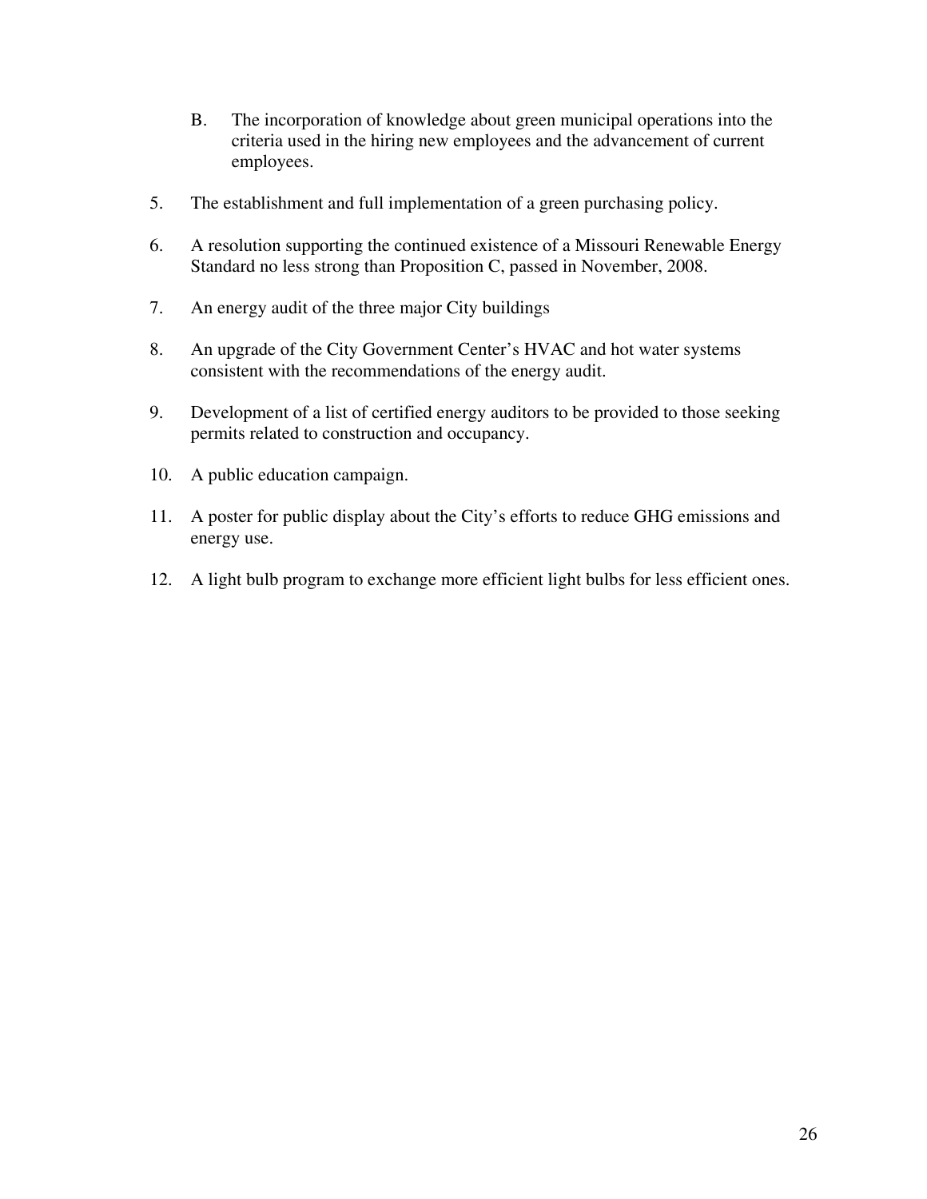B. The incorporation of knowledge about green municipal operations into the criteria used in the hiring new employees and the advancement of current employees.

5. The establishment and full implementation of a green purchasing policy.

6. A resolution supporting the continued existence of a Missouri Renewable Energy Standard no less strong than Proposition C, passed in November, 2008.

7. An energy audit of the three major City buildings

8. An upgrade of the City Government Center's HVAC and hot water systems consistent with the recommendations of the energy audit.

9. Development of a list of certified energy auditors to be provided to those seeking permits related to construction and occupancy.

10. A public education campaign.

11. A poster for public display about the City's efforts to reduce GHG emissions and energy use.

12. A light bulb program to exchange more efficient light bulbs for less efficient ones.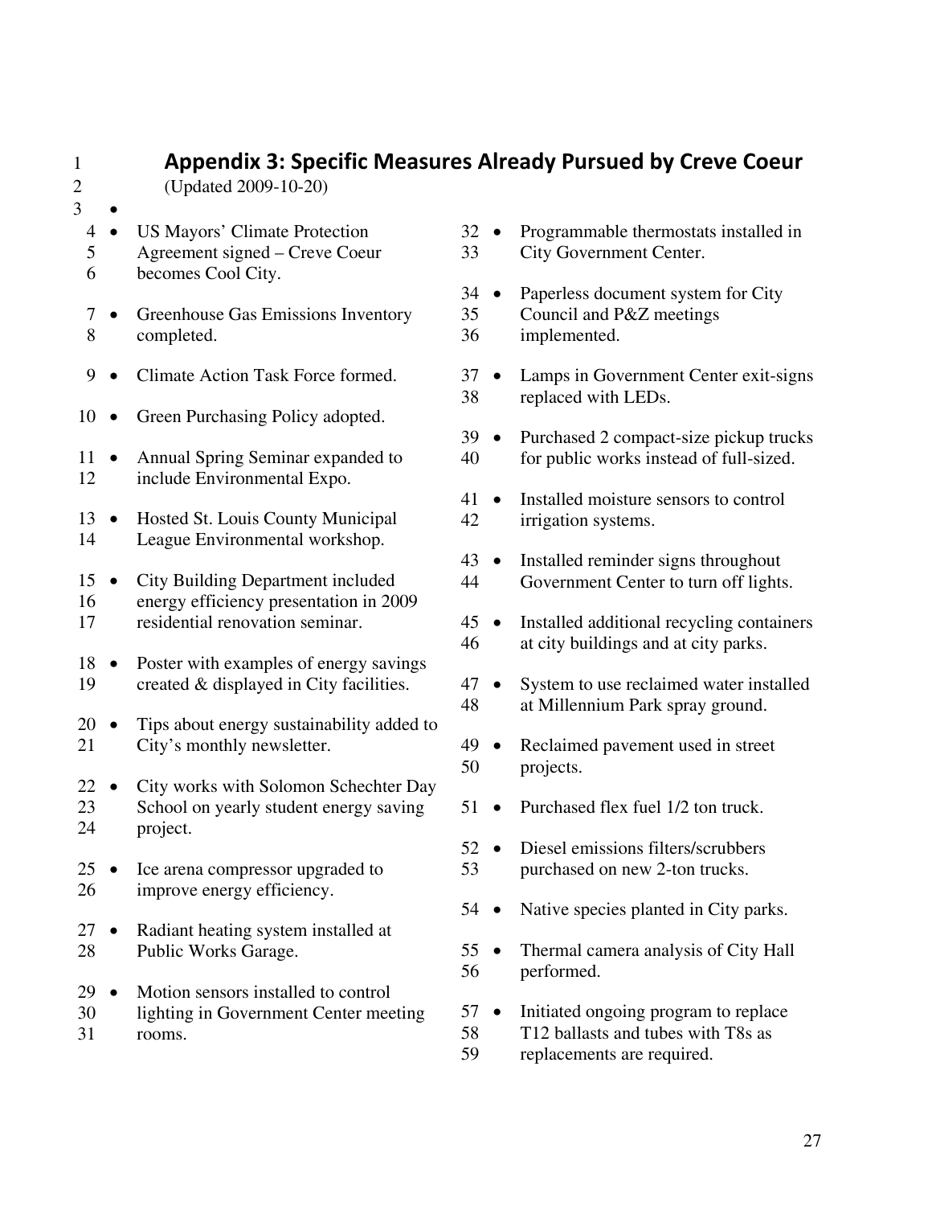## Appendix 3: Specific Measures Already Pursued by Creve Coeur

(Updated 2009-10-20)

- US Mayors' Climate Protection Agreement signed – Creve Coeur becomes Cool City.
- Greenhouse Gas Emissions Inventory completed.
- Climate Action Task Force formed.
- Green Purchasing Policy adopted.
- Annual Spring Seminar expanded to include Environmental Expo.
- Hosted St. Louis County Municipal League Environmental workshop.
- City Building Department included energy efficiency presentation in 2009 residential renovation seminar.
- Poster with examples of energy savings created & displayed in City facilities.
- Tips about energy sustainability added to City's monthly newsletter.
- City works with Solomon Schechter Day School on yearly student energy saving project.
- Ice arena compressor upgraded to improve energy efficiency.
- Radiant heating system installed at Public Works Garage.
- Motion sensors installed to control lighting in Government Center meeting rooms.
- Programmable thermostats installed in City Government Center.
- Paperless document system for City Council and P&Z meetings implemented.
- Lamps in Government Center exit-signs replaced with LEDs.
- Purchased 2 compact-size pickup trucks for public works instead of full-sized.
- Installed moisture sensors to control irrigation systems.
- Installed reminder signs throughout Government Center to turn off lights.
- Installed additional recycling containers at city buildings and at city parks.
- System to use reclaimed water installed at Millennium Park spray ground.
- Reclaimed pavement used in street projects.
- Purchased flex fuel 1/2 ton truck.
- Diesel emissions filters/scrubbers purchased on new 2-ton trucks.
- Native species planted in City parks.
- Thermal camera analysis of City Hall performed.
- Initiated ongoing program to replace T12 ballasts and tubes with T8s as replacements are required.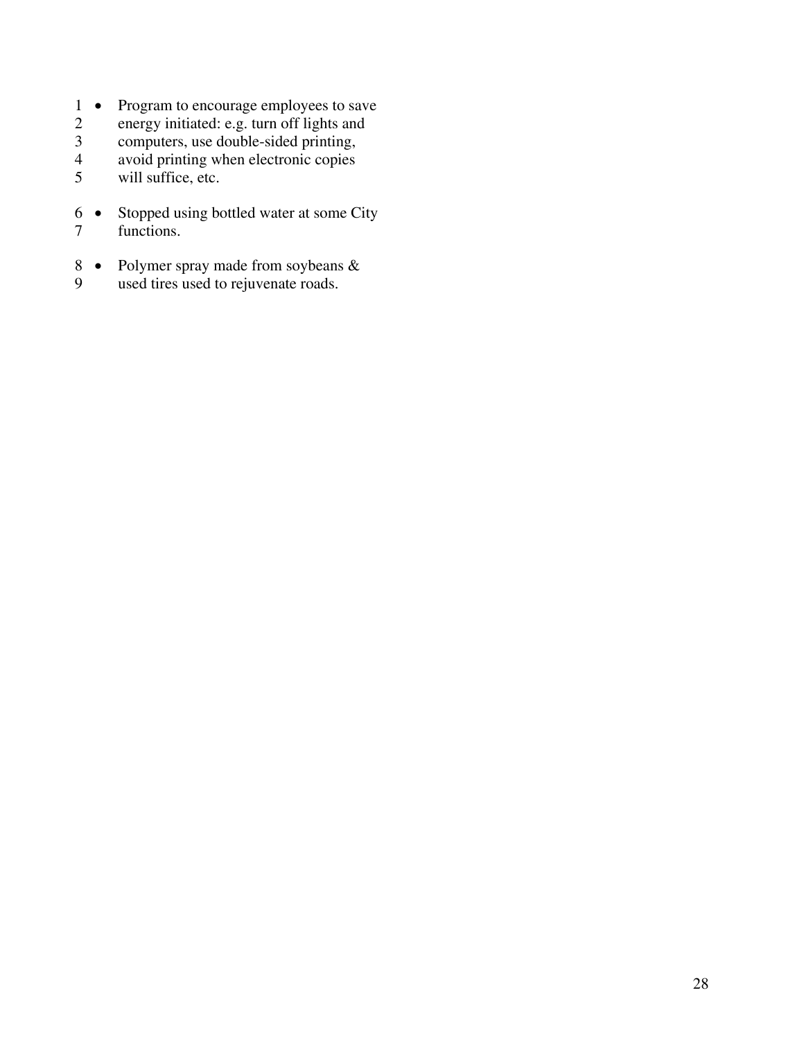- Program to encourage employees to save energy initiated: e.g. turn off lights and computers, use double-sided printing, avoid printing when electronic copies will suffice, etc.
- Stopped using bottled water at some City functions.
- Polymer spray made from soybeans & used tires used to rejuvenate roads.